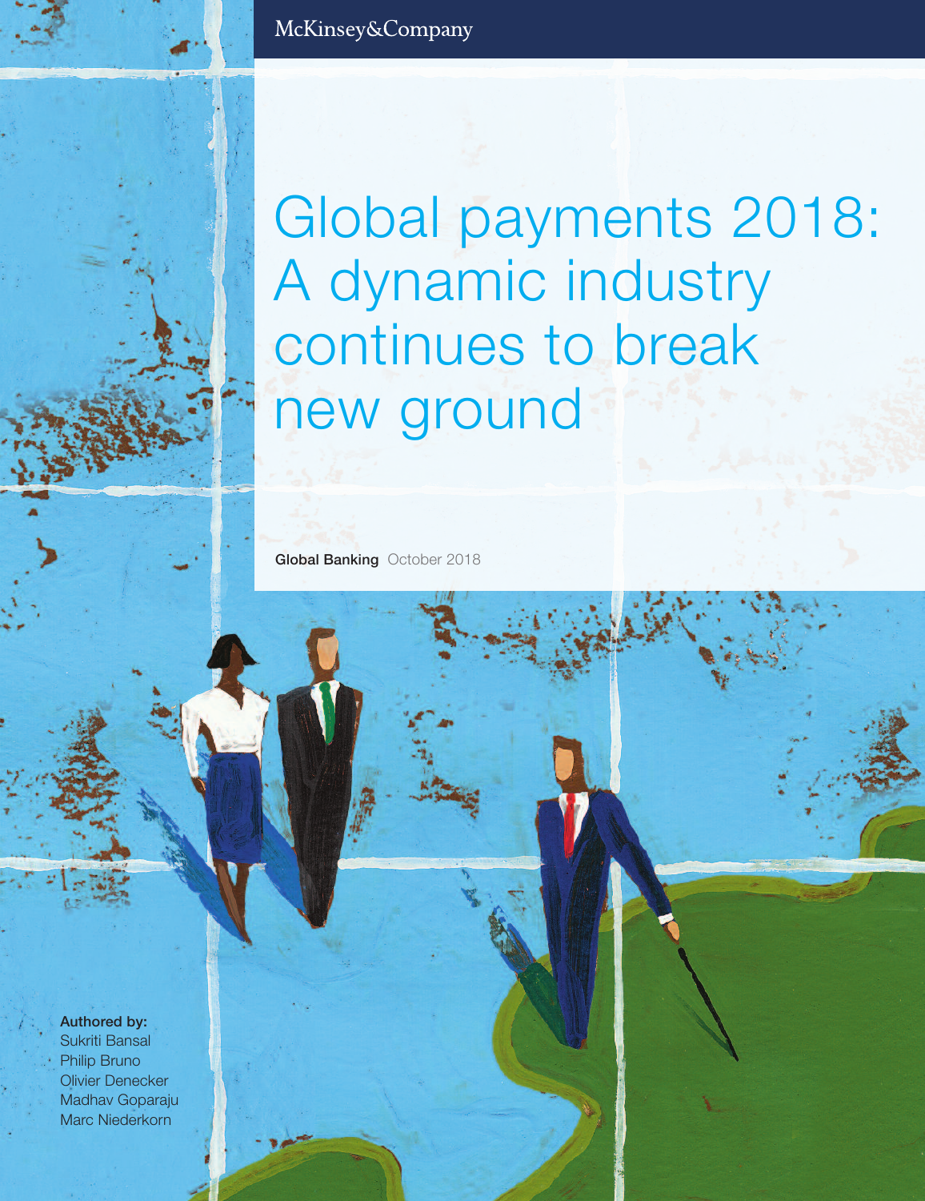McKinsey&Company

# Global payments 2018: A dynamic industry continues to break new ground

**Global Banking** October 2018

**Authored by:**
Sukriti Bansal
Philip Bruno
Olivier Denecker
Madhav Goparaju
Marc Niederkorn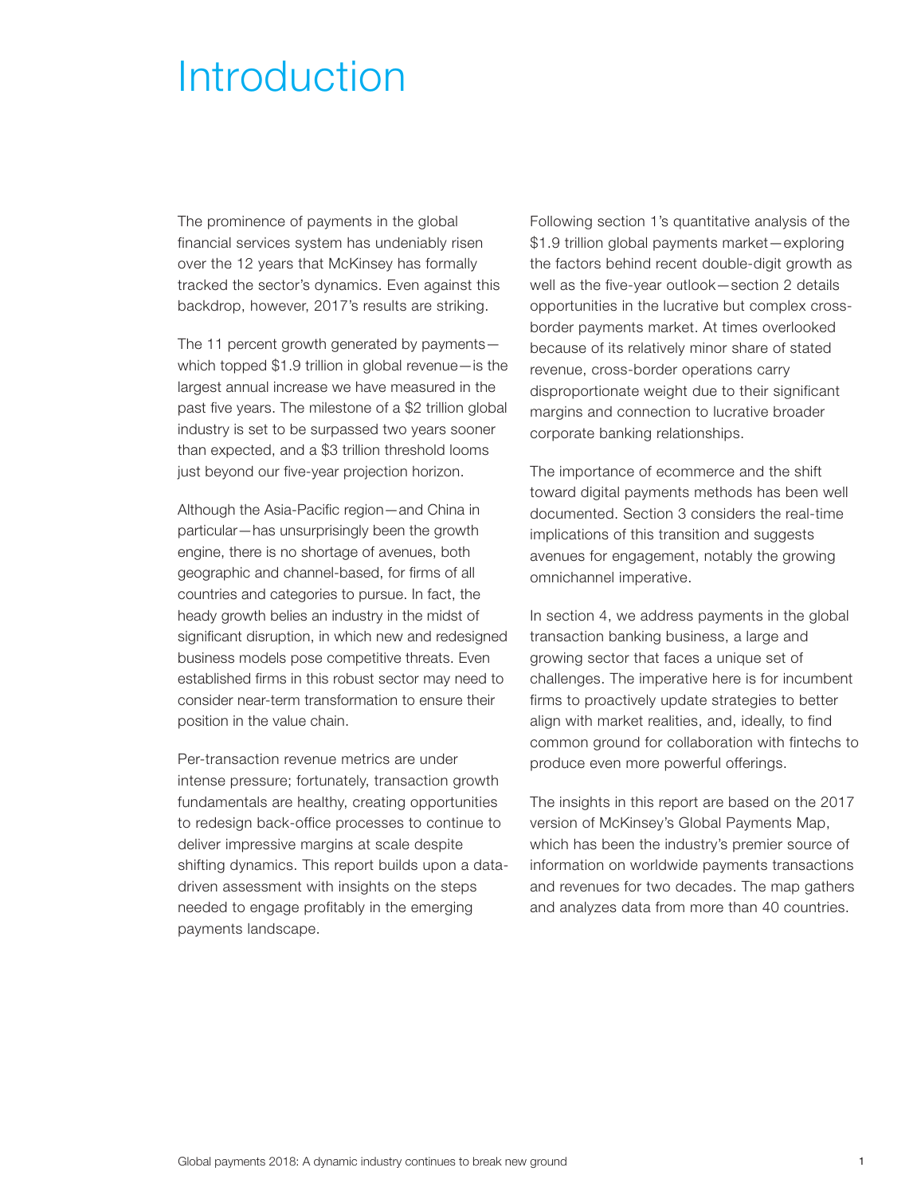# Introduction

The prominence of payments in the global financial services system has undeniably risen over the 12 years that McKinsey has formally tracked the sector's dynamics. Even against this backdrop, however, 2017's results are striking.

The 11 percent growth generated by payments—which topped $1.9 trillion in global revenue—is the largest annual increase we have measured in the past five years. The milestone of a $2 trillion global industry is set to be surpassed two years sooner than expected, and a $3 trillion threshold looms just beyond our five-year projection horizon.

Although the Asia-Pacific region—and China in particular—has unsurprisingly been the growth engine, there is no shortage of avenues, both geographic and channel-based, for firms of all countries and categories to pursue. In fact, the heady growth belies an industry in the midst of significant disruption, in which new and redesigned business models pose competitive threats. Even established firms in this robust sector may need to consider near-term transformation to ensure their position in the value chain.

Per-transaction revenue metrics are under intense pressure; fortunately, transaction growth fundamentals are healthy, creating opportunities to redesign back-office processes to continue to deliver impressive margins at scale despite shifting dynamics. This report builds upon a data-driven assessment with insights on the steps needed to engage profitably in the emerging payments landscape.

Following section 1's quantitative analysis of the $1.9 trillion global payments market—exploring the factors behind recent double-digit growth as well as the five-year outlook—section 2 details opportunities in the lucrative but complex cross-border payments market. At times overlooked because of its relatively minor share of stated revenue, cross-border operations carry disproportionate weight due to their significant margins and connection to lucrative broader corporate banking relationships.

The importance of ecommerce and the shift toward digital payments methods has been well documented. Section 3 considers the real-time implications of this transition and suggests avenues for engagement, notably the growing omnichannel imperative.

In section 4, we address payments in the global transaction banking business, a large and growing sector that faces a unique set of challenges. The imperative here is for incumbent firms to proactively update strategies to better align with market realities, and, ideally, to find common ground for collaboration with fintechs to produce even more powerful offerings.

The insights in this report are based on the 2017 version of McKinsey's Global Payments Map, which has been the industry's premier source of information on worldwide payments transactions and revenues for two decades. The map gathers and analyzes data from more than 40 countries.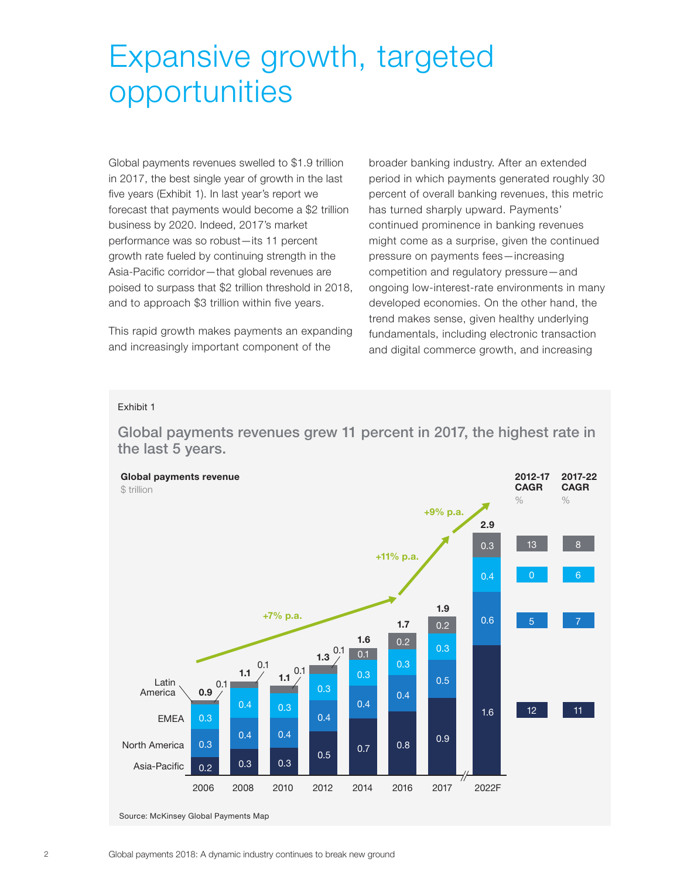# Expansive growth, targeted opportunities

Global payments revenues swelled to $1.9 trillion in 2017, the best single year of growth in the last five years (Exhibit 1). In last year's report we forecast that payments would become a $2 trillion business by 2020. Indeed, 2017's market performance was so robust—its 11 percent growth rate fueled by continuing strength in the Asia-Pacific corridor—that global revenues are poised to surpass that $2 trillion threshold in 2018, and to approach $3 trillion within five years.

This rapid growth makes payments an expanding and increasingly important component of the broader banking industry. After an extended period in which payments generated roughly 30 percent of overall banking revenues, this metric has turned sharply upward. Payments' continued prominence in banking revenues might come as a surprise, given the continued pressure on payments fees—increasing competition and regulatory pressure—and ongoing low-interest-rate environments in many developed economies. On the other hand, the trend makes sense, given healthy underlying fundamentals, including electronic transaction and digital commerce growth, and increasing

Exhibit 1

**Global payments revenues grew 11 percent in 2017, the highest rate in the last 5 years.**

**Global payments revenue**
$ trillion

| Region | 2006 | 2008 | 2010 | 2012 | 2014 | 2016 | 2017 | 2022F | 2012-17 CAGR % | 2017-22 CAGR % |
|---|---|---|---|---|---|---|---|---|---|---|
| Latin America | 0.1 | 0.1 | 0.1 | 0.1 | 0.1 | 0.2 | 0.2 | 0.3 | 13 | 8 |
| EMEA | 0.3 | 0.4 | 0.3 | 0.3 | 0.3 | 0.3 | 0.3 | 0.4 | 0 | 6 |
| North America | 0.3 | 0.4 | 0.4 | 0.4 | 0.4 | 0.4 | 0.5 | 0.6 | 5 | 7 |
| Asia-Pacific | 0.2 | 0.3 | 0.3 | 0.5 | 0.7 | 0.8 | 0.9 | 1.6 | 12 | 11 |
| **Total** | **0.9** | **1.1** | **1.1** | **1.3** | **1.6** | **1.7** | **1.9** | **2.9** | | |

Growth: +7% p.a. (2006–2016); +11% p.a. (2016–2017); +9% p.a. (2017–2022F)

Source: McKinsey Global Payments Map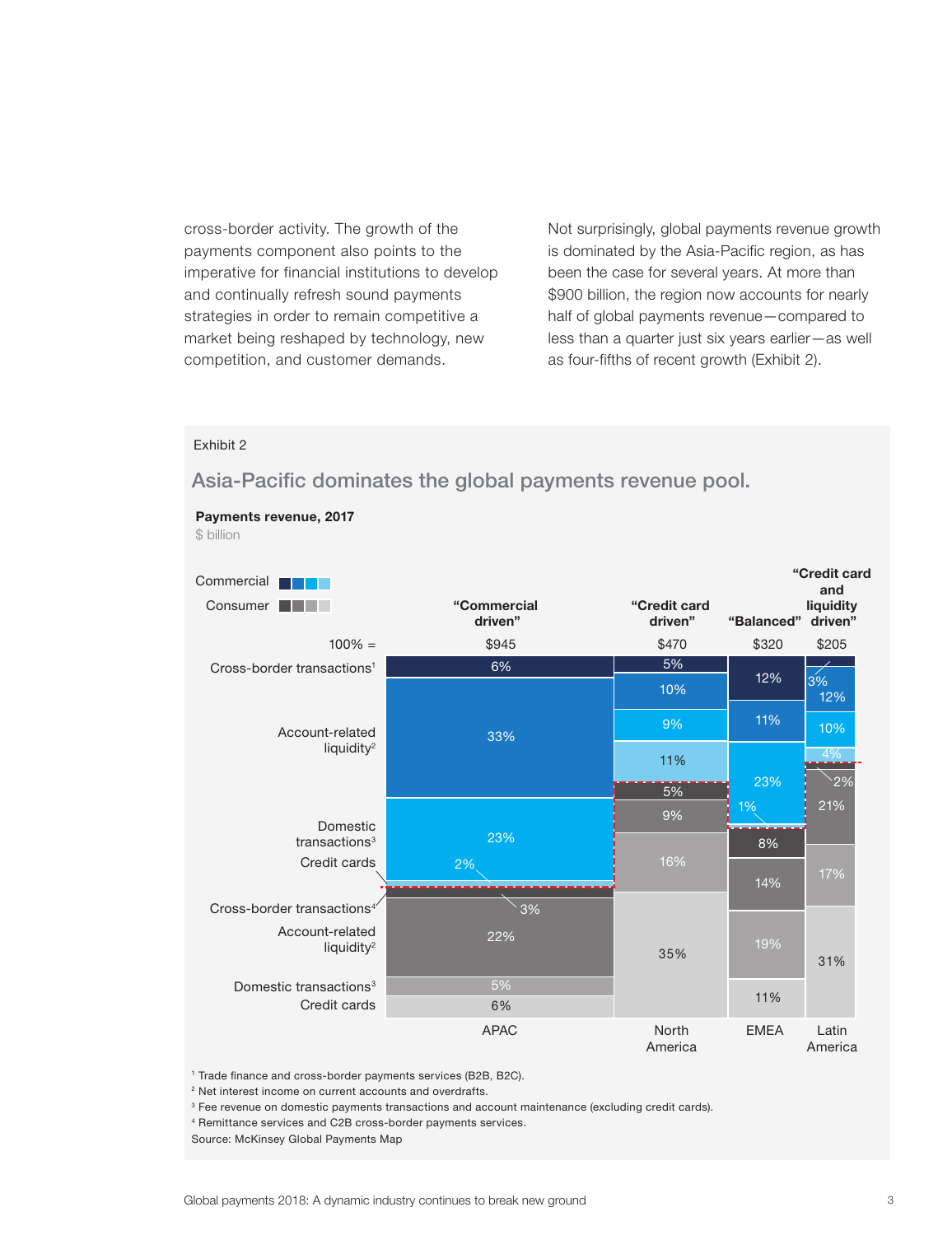cross-border activity. The growth of the payments component also points to the imperative for financial institutions to develop and continually refresh sound payments strategies in order to remain competitive a market being reshaped by technology, new competition, and customer demands.

Not surprisingly, global payments revenue growth is dominated by the Asia-Pacific region, as has been the case for several years. At more than $900 billion, the region now accounts for nearly half of global payments revenue—compared to less than a quarter just six years earlier—as well as four-fifths of recent growth (Exhibit 2).

Exhibit 2

## Asia-Pacific dominates the global payments revenue pool.

**Payments revenue, 2017**
$ billion

| | | APAC "Commercial driven" | North America "Credit card driven" | EMEA "Balanced" | Latin America "Credit card and liquidity driven" |
|---|---|---|---|---|---|
| | 100% = | $945 | $470 | $320 | $205 |
| Commercial | Cross-border transactions[1] | 6% | 5% | 12% | 3% |
| | Account-related liquidity[2] | 33% | 10% | 11% | 12% |
| | Domestic transactions[3] | 23% | 9% | 23% | 10% |
| | Credit cards | 2% | 11% | 1% | 4% |
| Consumer | Cross-border transactions[4] | 3% | 5% | 8% | 2% |
| | Account-related liquidity[2] | 22% | 9% | 14% | 21% |
| | Domestic transactions[3] | 5% | 16% | 19% | 17% |
| | Credit cards | 6% | 35% | 11% | 31% |

[1] Trade finance and cross-border payments services (B2B, B2C).
[2] Net interest income on current accounts and overdrafts.
[3] Fee revenue on domestic payments transactions and account maintenance (excluding credit cards).
[4] Remittance services and C2B cross-border payments services.
Source: McKinsey Global Payments Map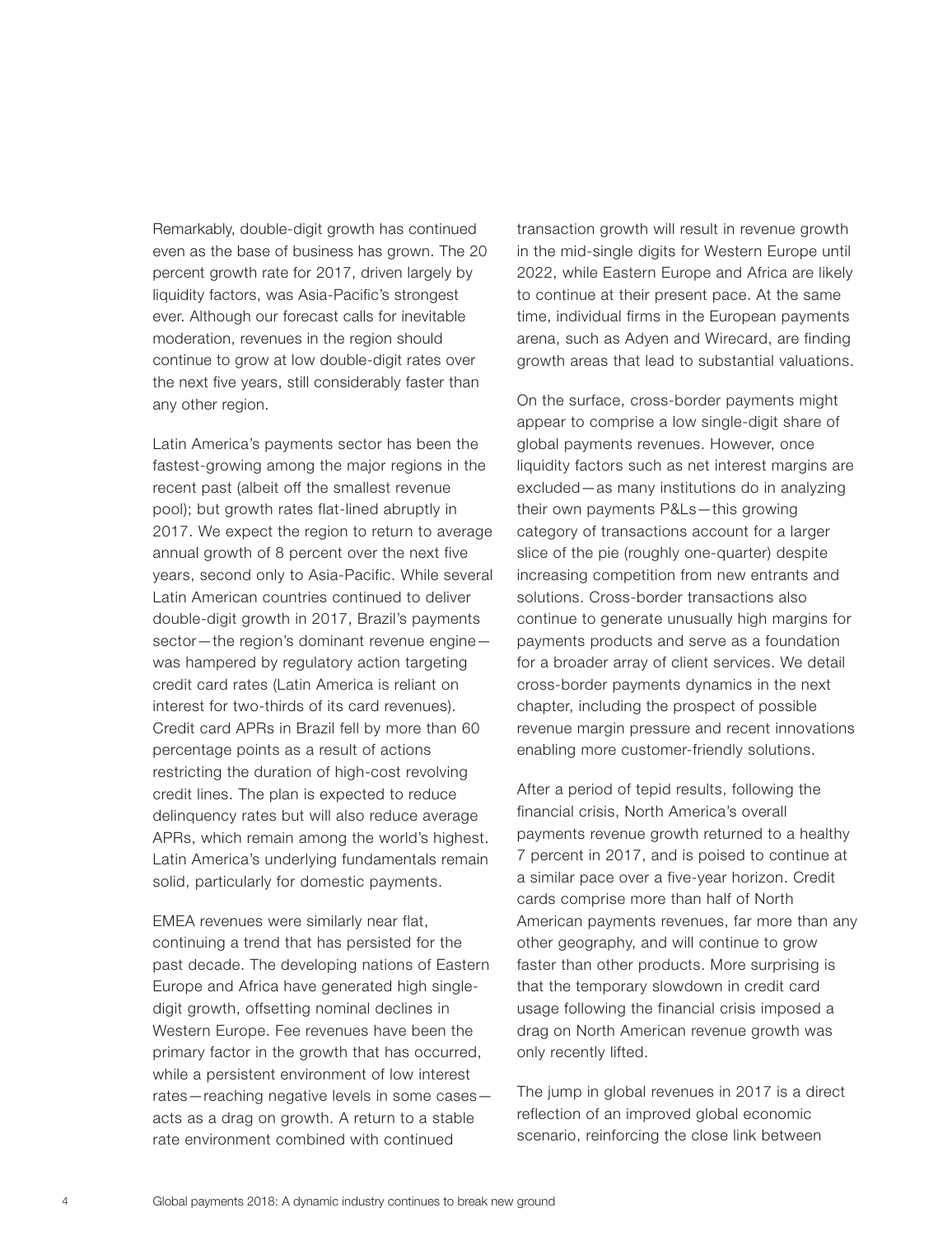Remarkably, double-digit growth has continued even as the base of business has grown. The 20 percent growth rate for 2017, driven largely by liquidity factors, was Asia-Pacific's strongest ever. Although our forecast calls for inevitable moderation, revenues in the region should continue to grow at low double-digit rates over the next five years, still considerably faster than any other region.

Latin America's payments sector has been the fastest-growing among the major regions in the recent past (albeit off the smallest revenue pool); but growth rates flat-lined abruptly in 2017. We expect the region to return to average annual growth of 8 percent over the next five years, second only to Asia-Pacific. While several Latin American countries continued to deliver double-digit growth in 2017, Brazil's payments sector—the region's dominant revenue engine—was hampered by regulatory action targeting credit card rates (Latin America is reliant on interest for two-thirds of its card revenues). Credit card APRs in Brazil fell by more than 60 percentage points as a result of actions restricting the duration of high-cost revolving credit lines. The plan is expected to reduce delinquency rates but will also reduce average APRs, which remain among the world's highest. Latin America's underlying fundamentals remain solid, particularly for domestic payments.

EMEA revenues were similarly near flat, continuing a trend that has persisted for the past decade. The developing nations of Eastern Europe and Africa have generated high single-digit growth, offsetting nominal declines in Western Europe. Fee revenues have been the primary factor in the growth that has occurred, while a persistent environment of low interest rates—reaching negative levels in some cases—acts as a drag on growth. A return to a stable rate environment combined with continued transaction growth will result in revenue growth in the mid-single digits for Western Europe until 2022, while Eastern Europe and Africa are likely to continue at their present pace. At the same time, individual firms in the European payments arena, such as Adyen and Wirecard, are finding growth areas that lead to substantial valuations.

On the surface, cross-border payments might appear to comprise a low single-digit share of global payments revenues. However, once liquidity factors such as net interest margins are excluded—as many institutions do in analyzing their own payments P&Ls—this growing category of transactions account for a larger slice of the pie (roughly one-quarter) despite increasing competition from new entrants and solutions. Cross-border transactions also continue to generate unusually high margins for payments products and serve as a foundation for a broader array of client services. We detail cross-border payments dynamics in the next chapter, including the prospect of possible revenue margin pressure and recent innovations enabling more customer-friendly solutions.

After a period of tepid results, following the financial crisis, North America's overall payments revenue growth returned to a healthy 7 percent in 2017, and is poised to continue at a similar pace over a five-year horizon. Credit cards comprise more than half of North American payments revenues, far more than any other geography, and will continue to grow faster than other products. More surprising is that the temporary slowdown in credit card usage following the financial crisis imposed a drag on North American revenue growth was only recently lifted.

The jump in global revenues in 2017 is a direct reflection of an improved global economic scenario, reinforcing the close link between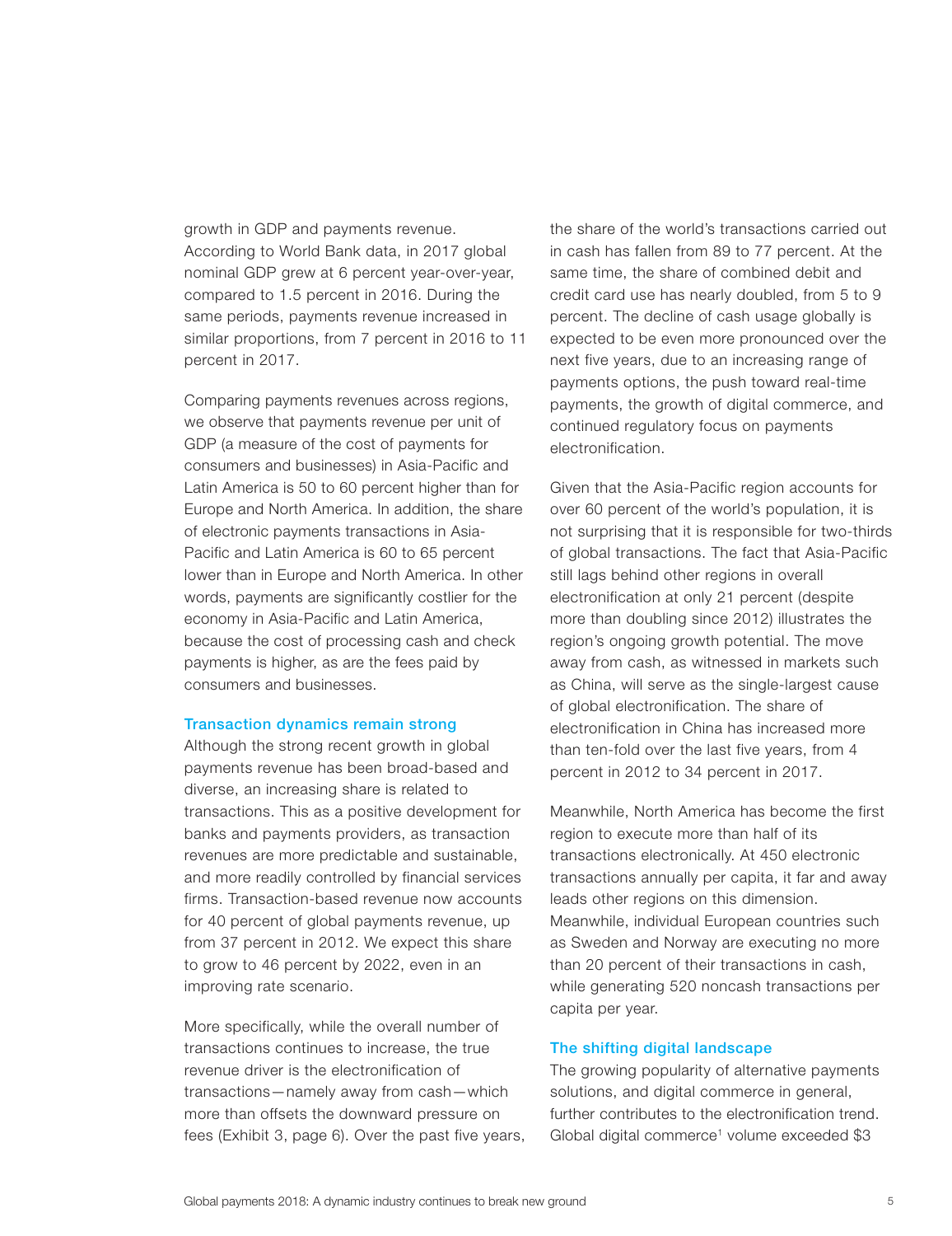growth in GDP and payments revenue. According to World Bank data, in 2017 global nominal GDP grew at 6 percent year-over-year, compared to 1.5 percent in 2016. During the same periods, payments revenue increased in similar proportions, from 7 percent in 2016 to 11 percent in 2017.

Comparing payments revenues across regions, we observe that payments revenue per unit of GDP (a measure of the cost of payments for consumers and businesses) in Asia-Pacific and Latin America is 50 to 60 percent higher than for Europe and North America. In addition, the share of electronic payments transactions in Asia-Pacific and Latin America is 60 to 65 percent lower than in Europe and North America. In other words, payments are significantly costlier for the economy in Asia-Pacific and Latin America, because the cost of processing cash and check payments is higher, as are the fees paid by consumers and businesses.

### Transaction dynamics remain strong

Although the strong recent growth in global payments revenue has been broad-based and diverse, an increasing share is related to transactions. This as a positive development for banks and payments providers, as transaction revenues are more predictable and sustainable, and more readily controlled by financial services firms. Transaction-based revenue now accounts for 40 percent of global payments revenue, up from 37 percent in 2012. We expect this share to grow to 46 percent by 2022, even in an improving rate scenario.

More specifically, while the overall number of transactions continues to increase, the true revenue driver is the electronification of transactions—namely away from cash—which more than offsets the downward pressure on fees (Exhibit 3, page 6). Over the past five years, the share of the world's transactions carried out in cash has fallen from 89 to 77 percent. At the same time, the share of combined debit and credit card use has nearly doubled, from 5 to 9 percent. The decline of cash usage globally is expected to be even more pronounced over the next five years, due to an increasing range of payments options, the push toward real-time payments, the growth of digital commerce, and continued regulatory focus on payments electronification.

Given that the Asia-Pacific region accounts for over 60 percent of the world's population, it is not surprising that it is responsible for two-thirds of global transactions. The fact that Asia-Pacific still lags behind other regions in overall electronification at only 21 percent (despite more than doubling since 2012) illustrates the region's ongoing growth potential. The move away from cash, as witnessed in markets such as China, will serve as the single-largest cause of global electronification. The share of electronification in China has increased more than ten-fold over the last five years, from 4 percent in 2012 to 34 percent in 2017.

Meanwhile, North America has become the first region to execute more than half of its transactions electronically. At 450 electronic transactions annually per capita, it far and away leads other regions on this dimension. Meanwhile, individual European countries such as Sweden and Norway are executing no more than 20 percent of their transactions in cash, while generating 520 noncash transactions per capita per year.

### The shifting digital landscape

The growing popularity of alternative payments solutions, and digital commerce in general, further contributes to the electronification trend. Global digital commerce[1] volume exceeded $3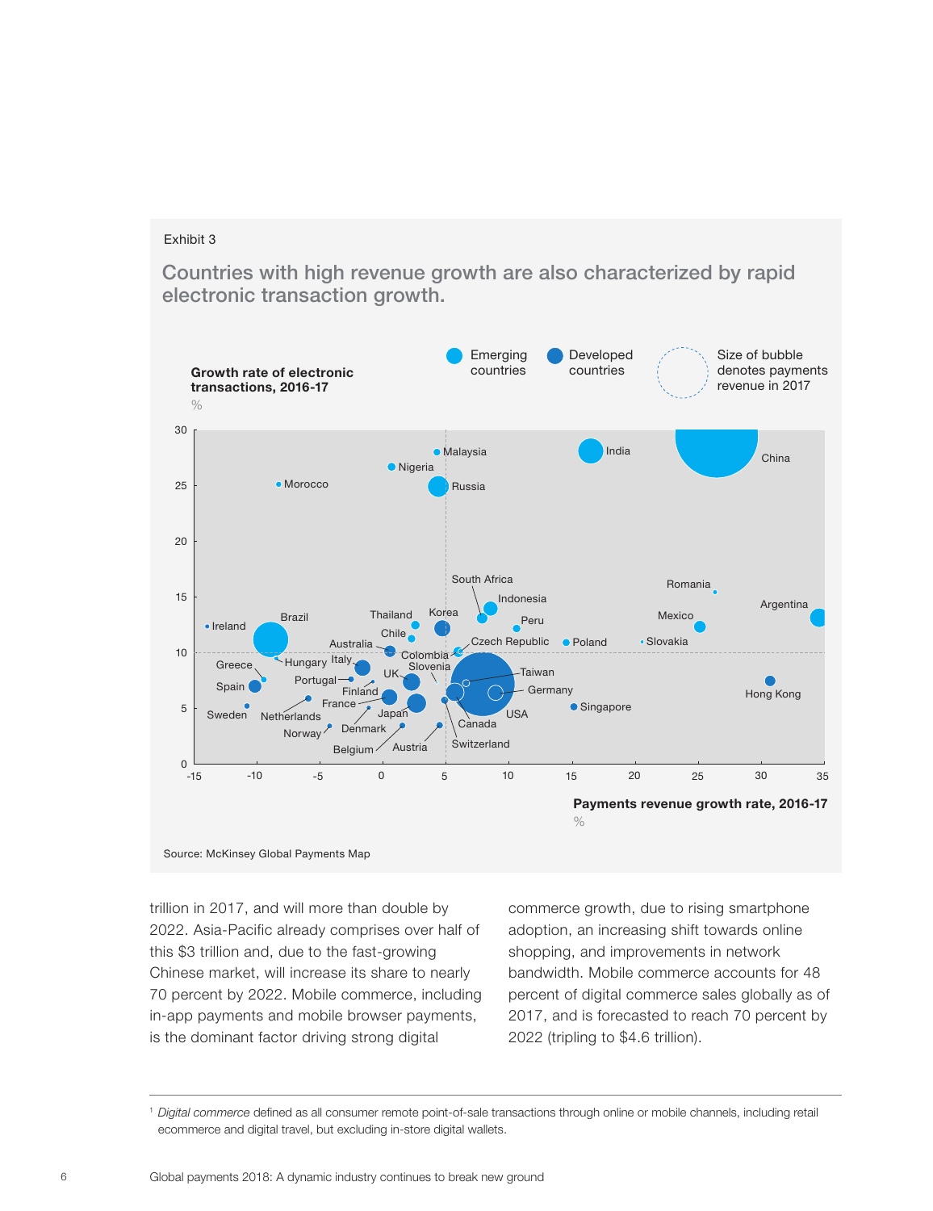Exhibit 3

## Countries with high revenue growth are also characterized by rapid electronic transaction growth.

Emerging countries | Developed countries | Size of bubble denotes payments revenue in 2017

**Growth rate of electronic transactions, 2016-17**
%

**Payments revenue growth rate, 2016-17**
%

Source: McKinsey Global Payments Map

trillion in 2017, and will more than double by 2022. Asia-Pacific already comprises over half of this $3 trillion and, due to the fast-growing Chinese market, will increase its share to nearly 70 percent by 2022. Mobile commerce, including in-app payments and mobile browser payments, is the dominant factor driving strong digital commerce growth, due to rising smartphone adoption, an increasing shift towards online shopping, and improvements in network bandwidth. Mobile commerce accounts for 48 percent of digital commerce sales globally as of 2017, and is forecasted to reach 70 percent by 2022 (tripling to $4.6 trillion).

---

[1] *Digital commerce* defined as all consumer remote point-of-sale transactions through online or mobile channels, including retail ecommerce and digital travel, but excluding in-store digital wallets.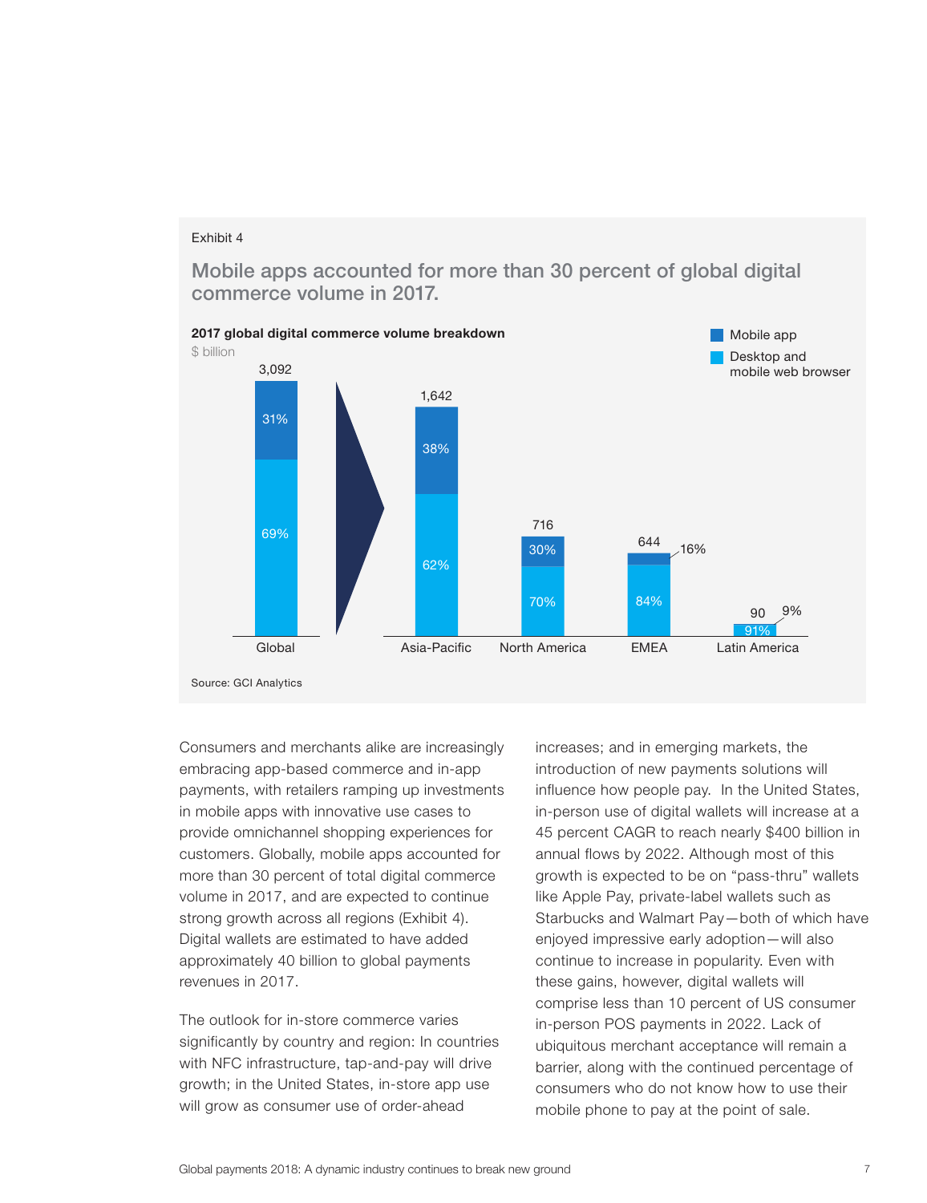Exhibit 4

## Mobile apps accounted for more than 30 percent of global digital commerce volume in 2017.

**2017 global digital commerce volume breakdown**

$ billion

| Region | Total | Mobile app | Desktop and mobile web browser |
|---|---|---|---|
| Global | 3,092 | 31% | 69% |
| Asia-Pacific | 1,642 | 38% | 62% |
| North America | 716 | 30% | 70% |
| EMEA | 644 | 16% | 84% |
| Latin America | 90 | 9% | 91% |

Source: GCI Analytics

Consumers and merchants alike are increasingly embracing app-based commerce and in-app payments, with retailers ramping up investments in mobile apps with innovative use cases to provide omnichannel shopping experiences for customers. Globally, mobile apps accounted for more than 30 percent of total digital commerce volume in 2017, and are expected to continue strong growth across all regions (Exhibit 4). Digital wallets are estimated to have added approximately 40 billion to global payments revenues in 2017.

The outlook for in-store commerce varies significantly by country and region: In countries with NFC infrastructure, tap-and-pay will drive growth; in the United States, in-store app use will grow as consumer use of order-ahead increases; and in emerging markets, the introduction of new payments solutions will influence how people pay. In the United States, in-person use of digital wallets will increase at a 45 percent CAGR to reach nearly $400 billion in annual flows by 2022. Although most of this growth is expected to be on "pass-thru" wallets like Apple Pay, private-label wallets such as Starbucks and Walmart Pay—both of which have enjoyed impressive early adoption—will also continue to increase in popularity. Even with these gains, however, digital wallets will comprise less than 10 percent of US consumer in-person POS payments in 2022. Lack of ubiquitous merchant acceptance will remain a barrier, along with the continued percentage of consumers who do not know how to use their mobile phone to pay at the point of sale.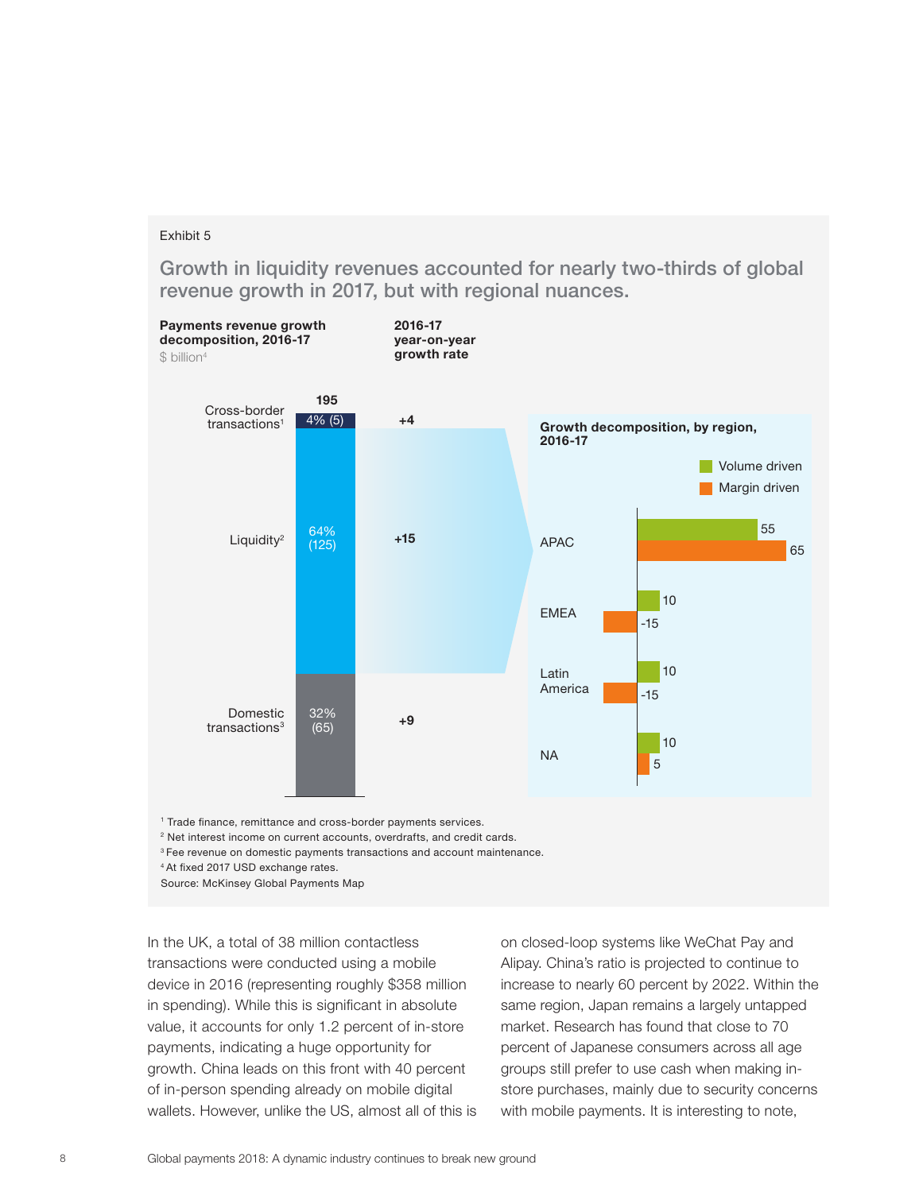Exhibit 5

## Growth in liquidity revenues accounted for nearly two-thirds of global revenue growth in 2017, but with regional nuances.

**Payments revenue growth decomposition, 2016-17**
$ billion[4]

| | Share (value) | 2016-17 year-on-year growth rate |
|---|---|---|
| Cross-border transactions[1] | 4% (5) | +4 |
| Liquidity[2] | 64% (125) | +15 |
| Domestic transactions[3] | 32% (65) | +9 |
| **Total** | **195** | |

**Growth decomposition, by region, 2016-17**

| Region | Volume driven | Margin driven |
|---|---|---|
| APAC | 55 | 65 |
| EMEA | 10 | -15 |
| Latin America | 10 | -15 |
| NA | 10 | 5 |

[1] Trade finance, remittance and cross-border payments services.
[2] Net interest income on current accounts, overdrafts, and credit cards.
[3] Fee revenue on domestic payments transactions and account maintenance.
[4] At fixed 2017 USD exchange rates.
Source: McKinsey Global Payments Map

In the UK, a total of 38 million contactless transactions were conducted using a mobile device in 2016 (representing roughly $358 million in spending). While this is significant in absolute value, it accounts for only 1.2 percent of in-store payments, indicating a huge opportunity for growth. China leads on this front with 40 percent of in-person spending already on mobile digital wallets. However, unlike the US, almost all of this is on closed-loop systems like WeChat Pay and Alipay. China's ratio is projected to continue to increase to nearly 60 percent by 2022. Within the same region, Japan remains a largely untapped market. Research has found that close to 70 percent of Japanese consumers across all age groups still prefer to use cash when making in-store purchases, mainly due to security concerns with mobile payments. It is interesting to note,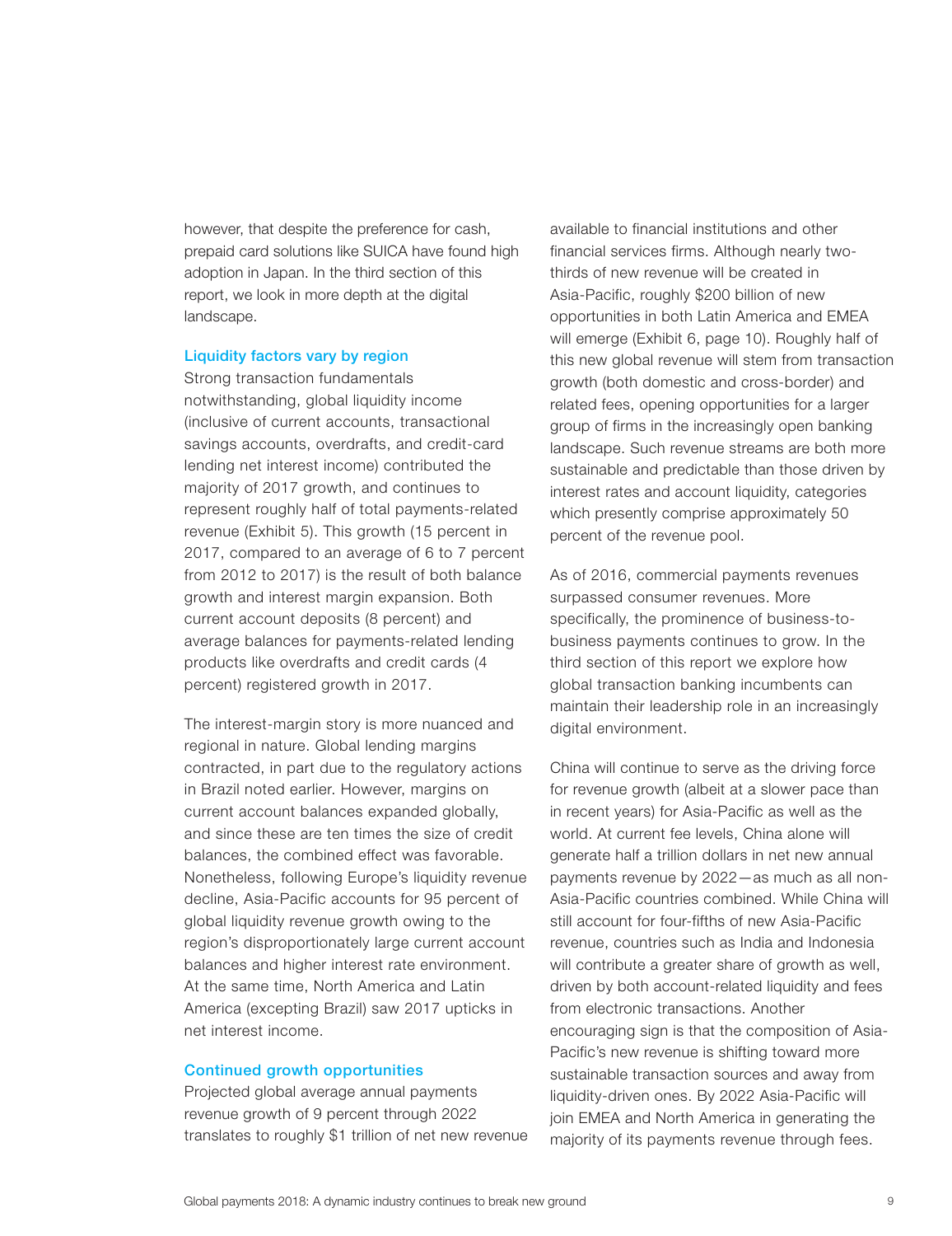however, that despite the preference for cash, prepaid card solutions like SUICA have found high adoption in Japan. In the third section of this report, we look in more depth at the digital landscape.

### Liquidity factors vary by region

Strong transaction fundamentals notwithstanding, global liquidity income (inclusive of current accounts, transactional savings accounts, overdrafts, and credit-card lending net interest income) contributed the majority of 2017 growth, and continues to represent roughly half of total payments-related revenue (Exhibit 5). This growth (15 percent in 2017, compared to an average of 6 to 7 percent from 2012 to 2017) is the result of both balance growth and interest margin expansion. Both current account deposits (8 percent) and average balances for payments-related lending products like overdrafts and credit cards (4 percent) registered growth in 2017.

The interest-margin story is more nuanced and regional in nature. Global lending margins contracted, in part due to the regulatory actions in Brazil noted earlier. However, margins on current account balances expanded globally, and since these are ten times the size of credit balances, the combined effect was favorable. Nonetheless, following Europe's liquidity revenue decline, Asia-Pacific accounts for 95 percent of global liquidity revenue growth owing to the region's disproportionately large current account balances and higher interest rate environment. At the same time, North America and Latin America (excepting Brazil) saw 2017 upticks in net interest income.

### Continued growth opportunities

Projected global average annual payments revenue growth of 9 percent through 2022 translates to roughly $1 trillion of net new revenue available to financial institutions and other financial services firms. Although nearly two-thirds of new revenue will be created in Asia-Pacific, roughly $200 billion of new opportunities in both Latin America and EMEA will emerge (Exhibit 6, page 10). Roughly half of this new global revenue will stem from transaction growth (both domestic and cross-border) and related fees, opening opportunities for a larger group of firms in the increasingly open banking landscape. Such revenue streams are both more sustainable and predictable than those driven by interest rates and account liquidity, categories which presently comprise approximately 50 percent of the revenue pool.

As of 2016, commercial payments revenues surpassed consumer revenues. More specifically, the prominence of business-to-business payments continues to grow. In the third section of this report we explore how global transaction banking incumbents can maintain their leadership role in an increasingly digital environment.

China will continue to serve as the driving force for revenue growth (albeit at a slower pace than in recent years) for Asia-Pacific as well as the world. At current fee levels, China alone will generate half a trillion dollars in net new annual payments revenue by 2022—as much as all non-Asia-Pacific countries combined. While China will still account for four-fifths of new Asia-Pacific revenue, countries such as India and Indonesia will contribute a greater share of growth as well, driven by both account-related liquidity and fees from electronic transactions. Another encouraging sign is that the composition of Asia-Pacific's new revenue is shifting toward more sustainable transaction sources and away from liquidity-driven ones. By 2022 Asia-Pacific will join EMEA and North America in generating the majority of its payments revenue through fees.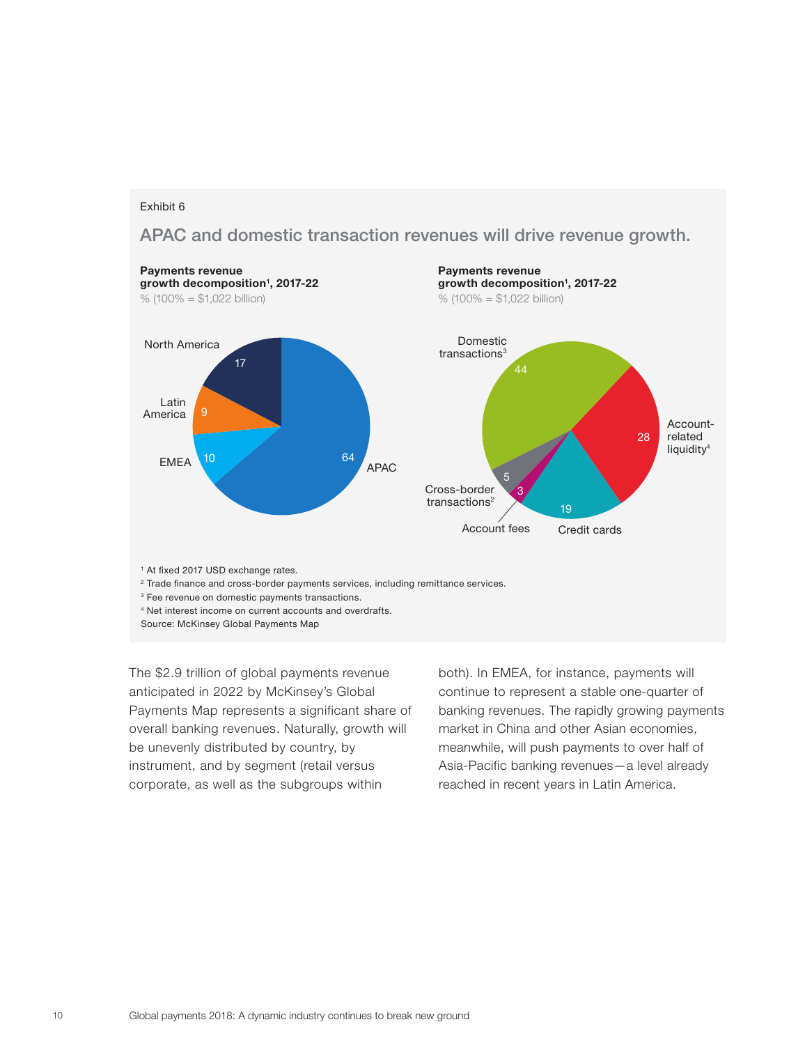Exhibit 6

## APAC and domestic transaction revenues will drive revenue growth.

**Payments revenue growth decomposition[1], 2017-22**
% (100% = $1,022 billion)

| Region | % |
|---|---|
| APAC | 64 |
| North America | 17 |
| EMEA | 10 |
| Latin America | 9 |

**Payments revenue growth decomposition[1], 2017-22**
% (100% = $1,022 billion)

| Category | % |
|---|---|
| Domestic transactions[3] | 44 |
| Account-related liquidity[4] | 28 |
| Credit cards | 19 |
| Cross-border transactions[2] | 5 |
| Account fees | 3 |

[1] At fixed 2017 USD exchange rates.
[2] Trade finance and cross-border payments services, including remittance services.
[3] Fee revenue on domestic payments transactions.
[4] Net interest income on current accounts and overdrafts.
Source: McKinsey Global Payments Map

The $2.9 trillion of global payments revenue anticipated in 2022 by McKinsey's Global Payments Map represents a significant share of overall banking revenues. Naturally, growth will be unevenly distributed by country, by instrument, and by segment (retail versus corporate, as well as the subgroups within both). In EMEA, for instance, payments will continue to represent a stable one-quarter of banking revenues. The rapidly growing payments market in China and other Asian economies, meanwhile, will push payments to over half of Asia-Pacific banking revenues—a level already reached in recent years in Latin America.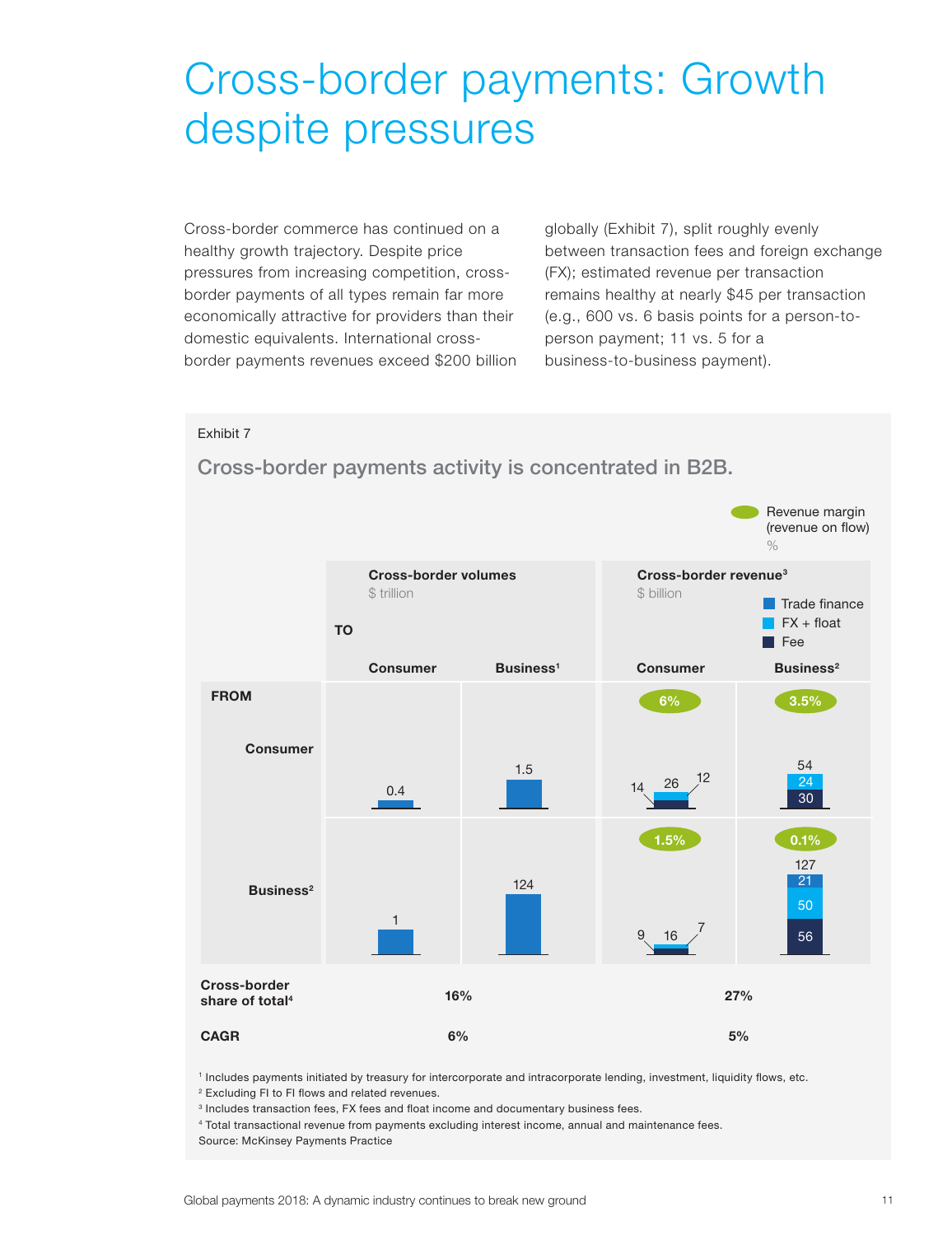# Cross-border payments: Growth despite pressures

Cross-border commerce has continued on a healthy growth trajectory. Despite price pressures from increasing competition, cross-border payments of all types remain far more economically attractive for providers than their domestic equivalents. International cross-border payments revenues exceed $200 billion globally (Exhibit 7), split roughly evenly between transaction fees and foreign exchange (FX); estimated revenue per transaction remains healthy at nearly $45 per transaction (e.g., 600 vs. 6 basis points for a person-to-person payment; 11 vs. 5 for a business-to-business payment).

Exhibit 7

**Cross-border payments activity is concentrated in B2B.**

Revenue margin (revenue on flow), %

| FROM \ TO | Cross-border volumes, $ trillion: Consumer | Cross-border volumes, $ trillion: Business[1] | Cross-border revenue[3], $ billion: Consumer | Cross-border revenue[3], $ billion: Business[2] |
|---|---|---|---|---|
| Consumer | 0.4 | 1.5 | 26 (Fee 14, FX + float 12); margin 6% | 54 (Fee 30, FX + float 24); margin 3.5% |
| Business[2] | 1 | 124 | 16 (Fee 9, FX + float 7); margin 1.5% | 127 (Fee 56, FX + float 50, Trade finance 21); margin 0.1% |
| Cross-border share of total[4] | 16% | | 27% | |
| CAGR | 6% | | 5% | |

[1] Includes payments initiated by treasury for intercorporate and intracorporate lending, investment, liquidity flows, etc.
[2] Excluding FI to FI flows and related revenues.
[3] Includes transaction fees, FX fees and float income and documentary business fees.
[4] Total transactional revenue from payments excluding interest income, annual and maintenance fees.
Source: McKinsey Payments Practice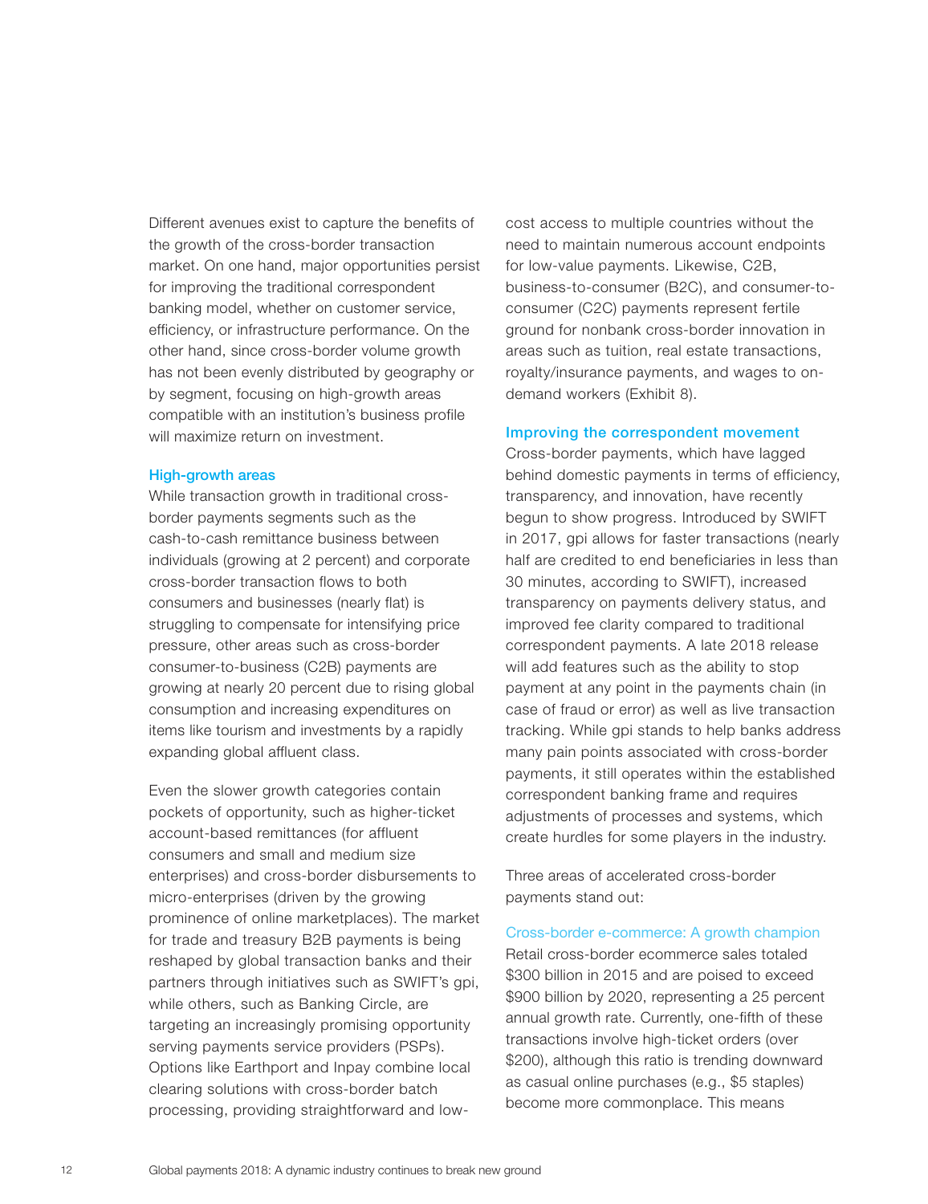Different avenues exist to capture the benefits of the growth of the cross-border transaction market. On one hand, major opportunities persist for improving the traditional correspondent banking model, whether on customer service, efficiency, or infrastructure performance. On the other hand, since cross-border volume growth has not been evenly distributed by geography or by segment, focusing on high-growth areas compatible with an institution's business profile will maximize return on investment.

### High-growth areas

While transaction growth in traditional cross-border payments segments such as the cash-to-cash remittance business between individuals (growing at 2 percent) and corporate cross-border transaction flows to both consumers and businesses (nearly flat) is struggling to compensate for intensifying price pressure, other areas such as cross-border consumer-to-business (C2B) payments are growing at nearly 20 percent due to rising global consumption and increasing expenditures on items like tourism and investments by a rapidly expanding global affluent class.

Even the slower growth categories contain pockets of opportunity, such as higher-ticket account-based remittances (for affluent consumers and small and medium size enterprises) and cross-border disbursements to micro-enterprises (driven by the growing prominence of online marketplaces). The market for trade and treasury B2B payments is being reshaped by global transaction banks and their partners through initiatives such as SWIFT's gpi, while others, such as Banking Circle, are targeting an increasingly promising opportunity serving payments service providers (PSPs). Options like Earthport and Inpay combine local clearing solutions with cross-border batch processing, providing straightforward and low-cost access to multiple countries without the need to maintain numerous account endpoints for low-value payments. Likewise, C2B, business-to-consumer (B2C), and consumer-to-consumer (C2C) payments represent fertile ground for nonbank cross-border innovation in areas such as tuition, real estate transactions, royalty/insurance payments, and wages to on-demand workers (Exhibit 8).

### Improving the correspondent movement

Cross-border payments, which have lagged behind domestic payments in terms of efficiency, transparency, and innovation, have recently begun to show progress. Introduced by SWIFT in 2017, gpi allows for faster transactions (nearly half are credited to end beneficiaries in less than 30 minutes, according to SWIFT), increased transparency on payments delivery status, and improved fee clarity compared to traditional correspondent payments. A late 2018 release will add features such as the ability to stop payment at any point in the payments chain (in case of fraud or error) as well as live transaction tracking. While gpi stands to help banks address many pain points associated with cross-border payments, it still operates within the established correspondent banking frame and requires adjustments of processes and systems, which create hurdles for some players in the industry.

Three areas of accelerated cross-border payments stand out:

#### Cross-border e-commerce: A growth champion

Retail cross-border ecommerce sales totaled $300 billion in 2015 and are poised to exceed $900 billion by 2020, representing a 25 percent annual growth rate. Currently, one-fifth of these transactions involve high-ticket orders (over $200), although this ratio is trending downward as casual online purchases (e.g., $5 staples) become more commonplace. This means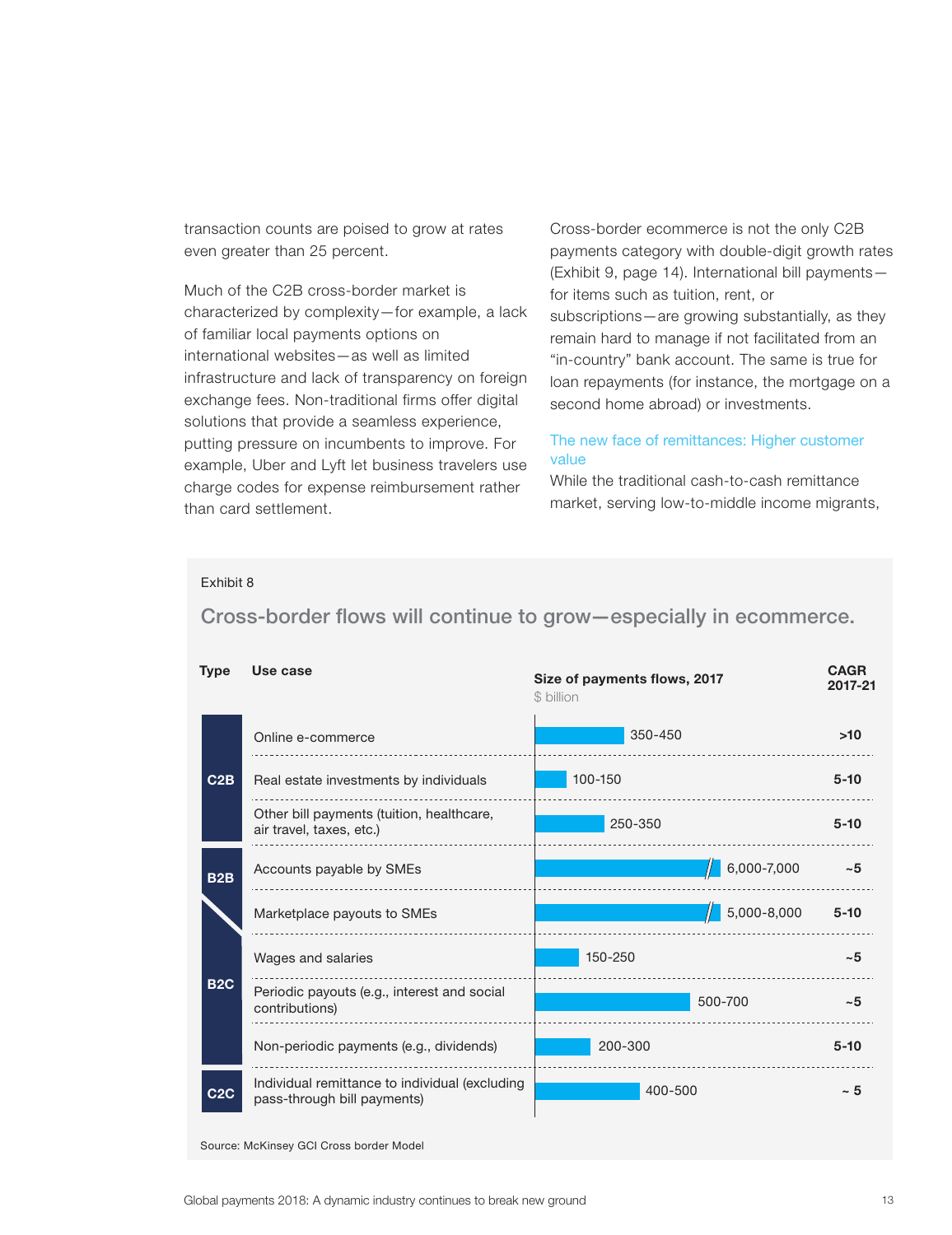transaction counts are poised to grow at rates even greater than 25 percent.

Much of the C2B cross-border market is characterized by complexity—for example, a lack of familiar local payments options on international websites—as well as limited infrastructure and lack of transparency on foreign exchange fees. Non-traditional firms offer digital solutions that provide a seamless experience, putting pressure on incumbents to improve. For example, Uber and Lyft let business travelers use charge codes for expense reimbursement rather than card settlement.

Cross-border ecommerce is not the only C2B payments category with double-digit growth rates (Exhibit 9, page 14). International bill payments—for items such as tuition, rent, or subscriptions—are growing substantially, as they remain hard to manage if not facilitated from an "in-country" bank account. The same is true for loan repayments (for instance, the mortgage on a second home abroad) or investments.

### The new face of remittances: Higher customer value

While the traditional cash-to-cash remittance market, serving low-to-middle income migrants,

Exhibit 8

**Cross-border flows will continue to grow—especially in ecommerce.**

| Type | Use case | Size of payments flows, 2017 ($ billion) | CAGR 2017-21 |
|---|---|---|---|
| C2B | Online e-commerce | 350-450 | >10 |
| C2B | Real estate investments by individuals | 100-150 | 5-10 |
| C2B | Other bill payments (tuition, healthcare, air travel, taxes, etc.) | 250-350 | 5-10 |
| B2B | Accounts payable by SMEs | 6,000-7,000 | ~5 |
| B2B / B2C | Marketplace payouts to SMEs | 5,000-8,000 | 5-10 |
| B2C | Wages and salaries | 150-250 | ~5 |
| B2C | Periodic payouts (e.g., interest and social contributions) | 500-700 | ~5 |
| B2C | Non-periodic payments (e.g., dividends) | 200-300 | 5-10 |
| C2C | Individual remittance to individual (excluding pass-through bill payments) | 400-500 | ~ 5 |

Source: McKinsey GCI Cross border Model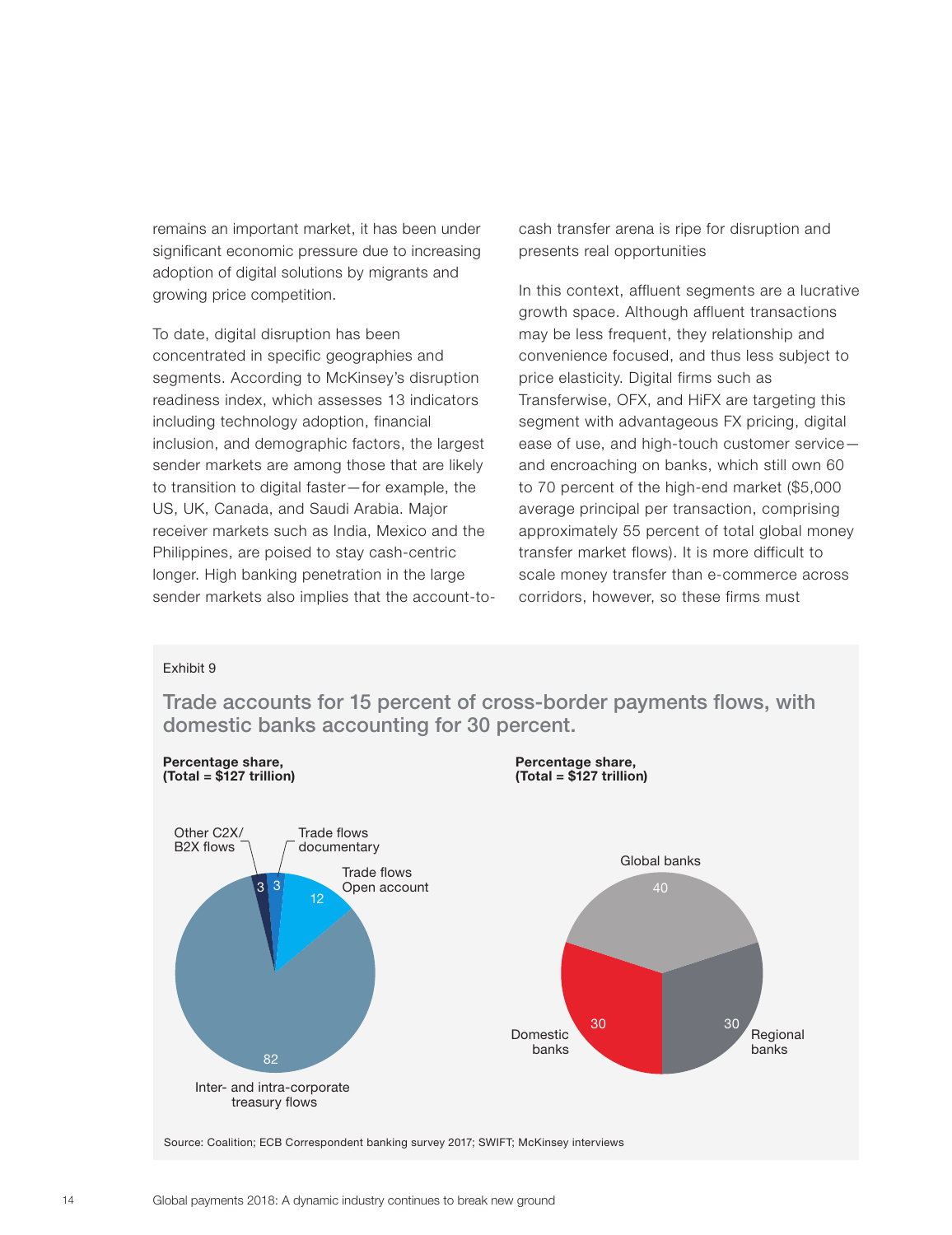remains an important market, it has been under significant economic pressure due to increasing adoption of digital solutions by migrants and growing price competition.

To date, digital disruption has been concentrated in specific geographies and segments. According to McKinsey's disruption readiness index, which assesses 13 indicators including technology adoption, financial inclusion, and demographic factors, the largest sender markets are among those that are likely to transition to digital faster—for example, the US, UK, Canada, and Saudi Arabia. Major receiver markets such as India, Mexico and the Philippines, are poised to stay cash-centric longer. High banking penetration in the large sender markets also implies that the account-to-cash transfer arena is ripe for disruption and presents real opportunities

In this context, affluent segments are a lucrative growth space. Although affluent transactions may be less frequent, they relationship and convenience focused, and thus less subject to price elasticity. Digital firms such as Transferwise, OFX, and HiFX are targeting this segment with advantageous FX pricing, digital ease of use, and high-touch customer service—and encroaching on banks, which still own 60 to 70 percent of the high-end market ($5,000 average principal per transaction, comprising approximately 55 percent of total global money transfer market flows). It is more difficult to scale money transfer than e-commerce across corridors, however, so these firms must

Exhibit 9

## Trade accounts for 15 percent of cross-border payments flows, with domestic banks accounting for 30 percent.

**Percentage share, (Total = $127 trillion)**

| Category | Share |
|---|---|
| Inter- and intra-corporate treasury flows | 82 |
| Trade flows Open account | 12 |
| Trade flows documentary | 3 |
| Other C2X/ B2X flows | 3 |

**Percentage share, (Total = $127 trillion)**

| Category | Share |
|---|---|
| Global banks | 40 |
| Regional banks | 30 |
| Domestic banks | 30 |

Source: Coalition; ECB Correspondent banking survey 2017; SWIFT; McKinsey interviews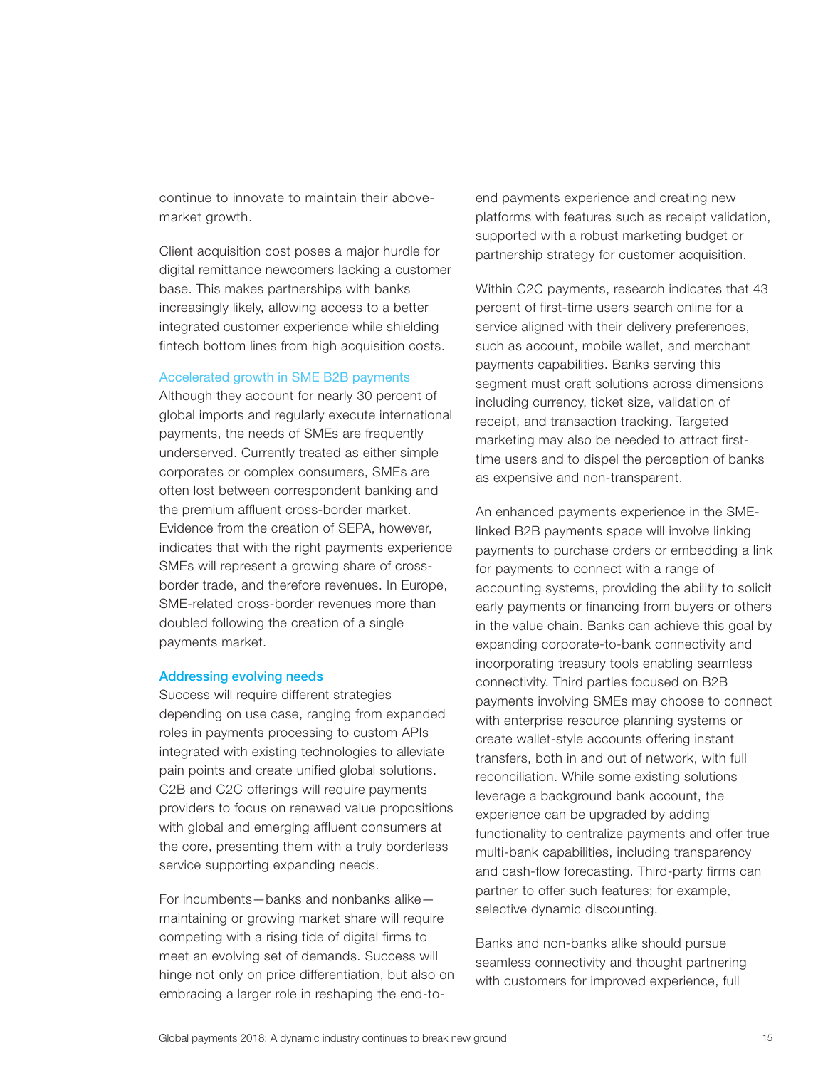continue to innovate to maintain their above-market growth.

Client acquisition cost poses a major hurdle for digital remittance newcomers lacking a customer base. This makes partnerships with banks increasingly likely, allowing access to a better integrated customer experience while shielding fintech bottom lines from high acquisition costs.

### Accelerated growth in SME B2B payments

Although they account for nearly 30 percent of global imports and regularly execute international payments, the needs of SMEs are frequently underserved. Currently treated as either simple corporates or complex consumers, SMEs are often lost between correspondent banking and the premium affluent cross-border market. Evidence from the creation of SEPA, however, indicates that with the right payments experience SMEs will represent a growing share of cross-border trade, and therefore revenues. In Europe, SME-related cross-border revenues more than doubled following the creation of a single payments market.

## Addressing evolving needs

Success will require different strategies depending on use case, ranging from expanded roles in payments processing to custom APIs integrated with existing technologies to alleviate pain points and create unified global solutions. C2B and C2C offerings will require payments providers to focus on renewed value propositions with global and emerging affluent consumers at the core, presenting them with a truly borderless service supporting expanding needs.

For incumbents—banks and nonbanks alike—maintaining or growing market share will require competing with a rising tide of digital firms to meet an evolving set of demands. Success will hinge not only on price differentiation, but also on embracing a larger role in reshaping the end-to-end payments experience and creating new platforms with features such as receipt validation, supported with a robust marketing budget or partnership strategy for customer acquisition.

Within C2C payments, research indicates that 43 percent of first-time users search online for a service aligned with their delivery preferences, such as account, mobile wallet, and merchant payments capabilities. Banks serving this segment must craft solutions across dimensions including currency, ticket size, validation of receipt, and transaction tracking. Targeted marketing may also be needed to attract first-time users and to dispel the perception of banks as expensive and non-transparent.

An enhanced payments experience in the SME-linked B2B payments space will involve linking payments to purchase orders or embedding a link for payments to connect with a range of accounting systems, providing the ability to solicit early payments or financing from buyers or others in the value chain. Banks can achieve this goal by expanding corporate-to-bank connectivity and incorporating treasury tools enabling seamless connectivity. Third parties focused on B2B payments involving SMEs may choose to connect with enterprise resource planning systems or create wallet-style accounts offering instant transfers, both in and out of network, with full reconciliation. While some existing solutions leverage a background bank account, the experience can be upgraded by adding functionality to centralize payments and offer true multi-bank capabilities, including transparency and cash-flow forecasting. Third-party firms can partner to offer such features; for example, selective dynamic discounting.

Banks and non-banks alike should pursue seamless connectivity and thought partnering with customers for improved experience, full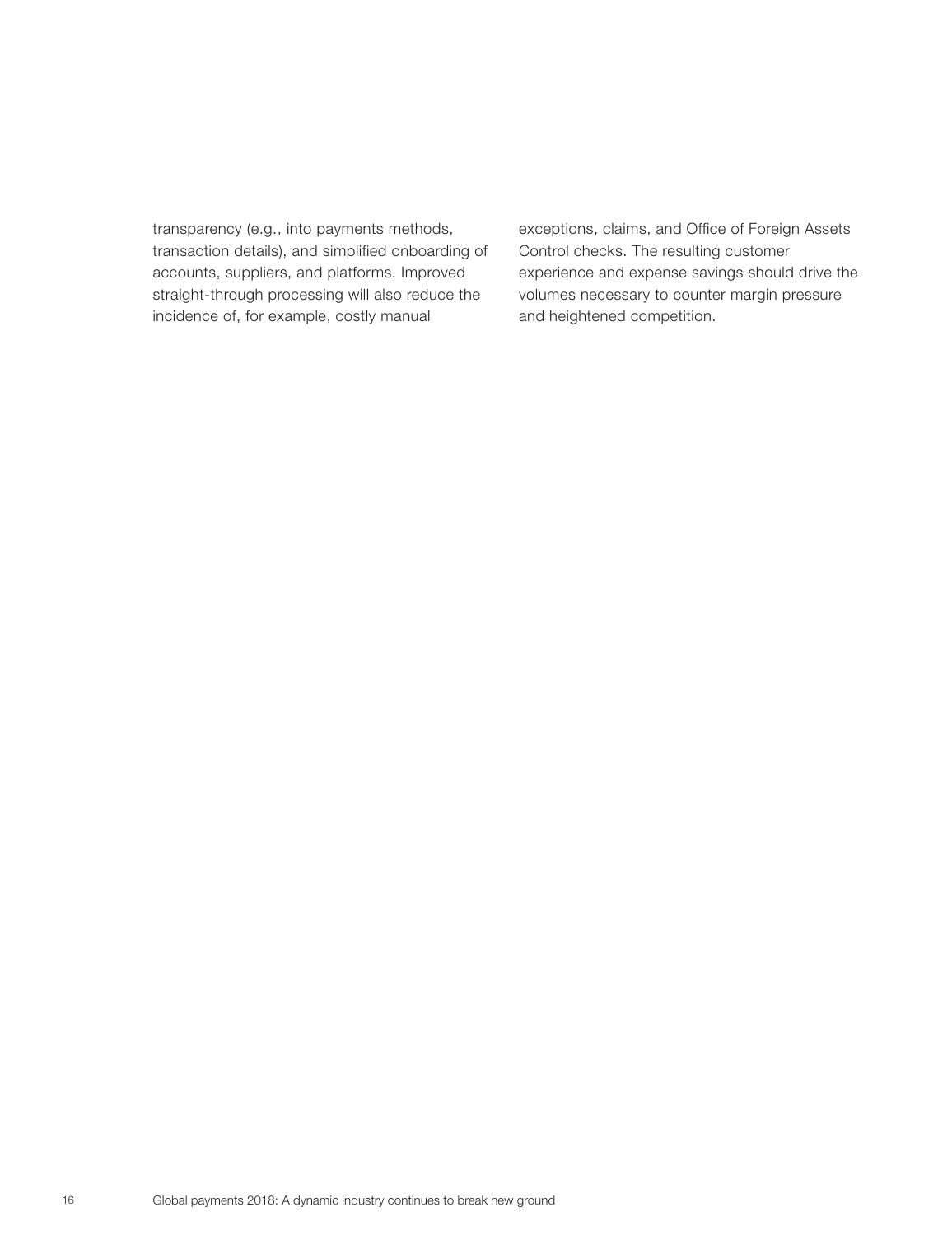transparency (e.g., into payments methods, transaction details), and simplified onboarding of accounts, suppliers, and platforms. Improved straight-through processing will also reduce the incidence of, for example, costly manual exceptions, claims, and Office of Foreign Assets Control checks. The resulting customer experience and expense savings should drive the volumes necessary to counter margin pressure and heightened competition.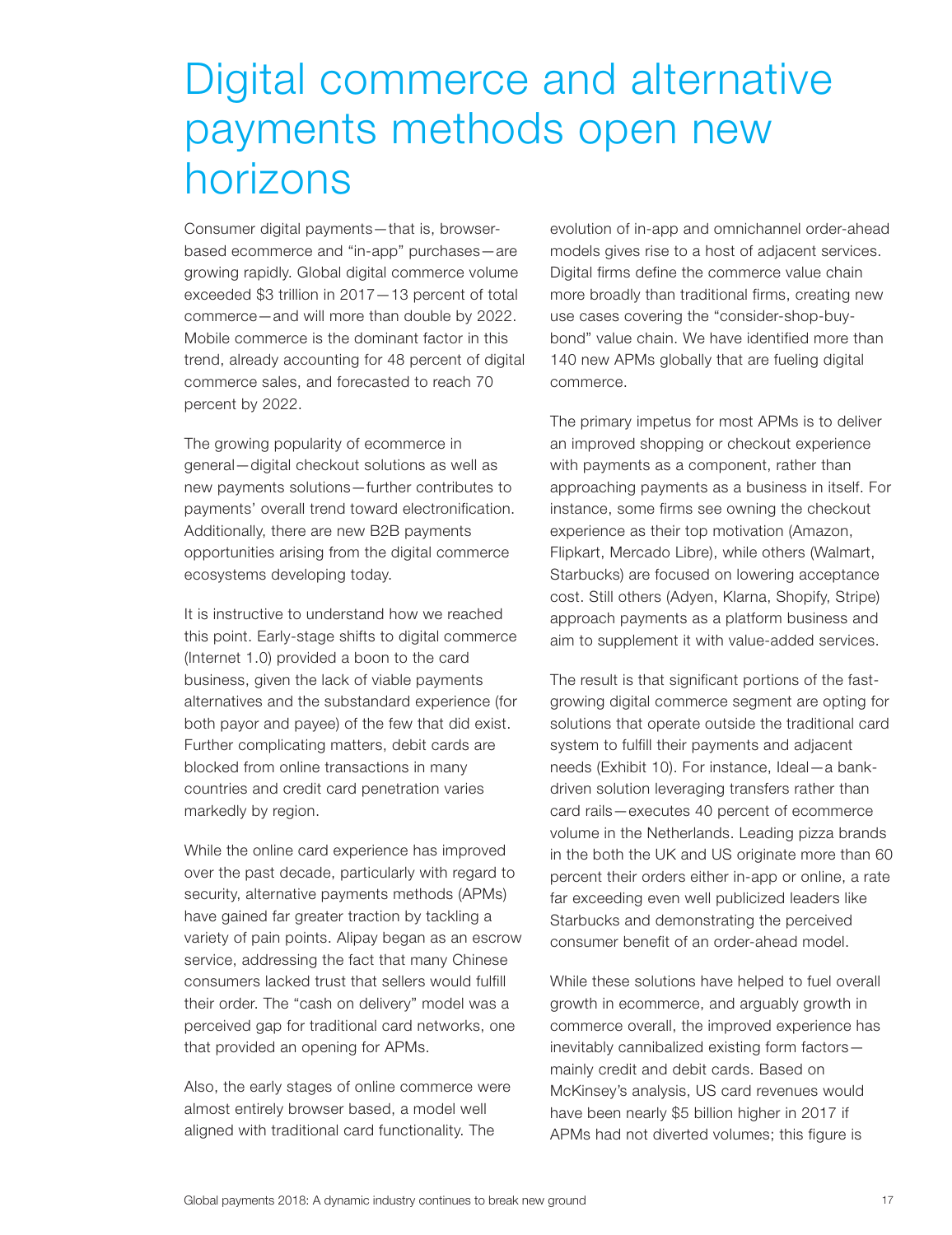# Digital commerce and alternative payments methods open new horizons

Consumer digital payments—that is, browser-based ecommerce and "in-app" purchases—are growing rapidly. Global digital commerce volume exceeded $3 trillion in 2017—13 percent of total commerce—and will more than double by 2022. Mobile commerce is the dominant factor in this trend, already accounting for 48 percent of digital commerce sales, and forecasted to reach 70 percent by 2022.

The growing popularity of ecommerce in general—digital checkout solutions as well as new payments solutions—further contributes to payments' overall trend toward electronification. Additionally, there are new B2B payments opportunities arising from the digital commerce ecosystems developing today.

It is instructive to understand how we reached this point. Early-stage shifts to digital commerce (Internet 1.0) provided a boon to the card business, given the lack of viable payments alternatives and the substandard experience (for both payor and payee) of the few that did exist. Further complicating matters, debit cards are blocked from online transactions in many countries and credit card penetration varies markedly by region.

While the online card experience has improved over the past decade, particularly with regard to security, alternative payments methods (APMs) have gained far greater traction by tackling a variety of pain points. Alipay began as an escrow service, addressing the fact that many Chinese consumers lacked trust that sellers would fulfill their order. The "cash on delivery" model was a perceived gap for traditional card networks, one that provided an opening for APMs.

Also, the early stages of online commerce were almost entirely browser based, a model well aligned with traditional card functionality. The evolution of in-app and omnichannel order-ahead models gives rise to a host of adjacent services. Digital firms define the commerce value chain more broadly than traditional firms, creating new use cases covering the "consider-shop-buy-bond" value chain. We have identified more than 140 new APMs globally that are fueling digital commerce.

The primary impetus for most APMs is to deliver an improved shopping or checkout experience with payments as a component, rather than approaching payments as a business in itself. For instance, some firms see owning the checkout experience as their top motivation (Amazon, Flipkart, Mercado Libre), while others (Walmart, Starbucks) are focused on lowering acceptance cost. Still others (Adyen, Klarna, Shopify, Stripe) approach payments as a platform business and aim to supplement it with value-added services.

The result is that significant portions of the fast-growing digital commerce segment are opting for solutions that operate outside the traditional card system to fulfill their payments and adjacent needs (Exhibit 10). For instance, Ideal—a bank-driven solution leveraging transfers rather than card rails—executes 40 percent of ecommerce volume in the Netherlands. Leading pizza brands in the both the UK and US originate more than 60 percent their orders either in-app or online, a rate far exceeding even well publicized leaders like Starbucks and demonstrating the perceived consumer benefit of an order-ahead model.

While these solutions have helped to fuel overall growth in ecommerce, and arguably growth in commerce overall, the improved experience has inevitably cannibalized existing form factors—mainly credit and debit cards. Based on McKinsey's analysis, US card revenues would have been nearly $5 billion higher in 2017 if APMs had not diverted volumes; this figure is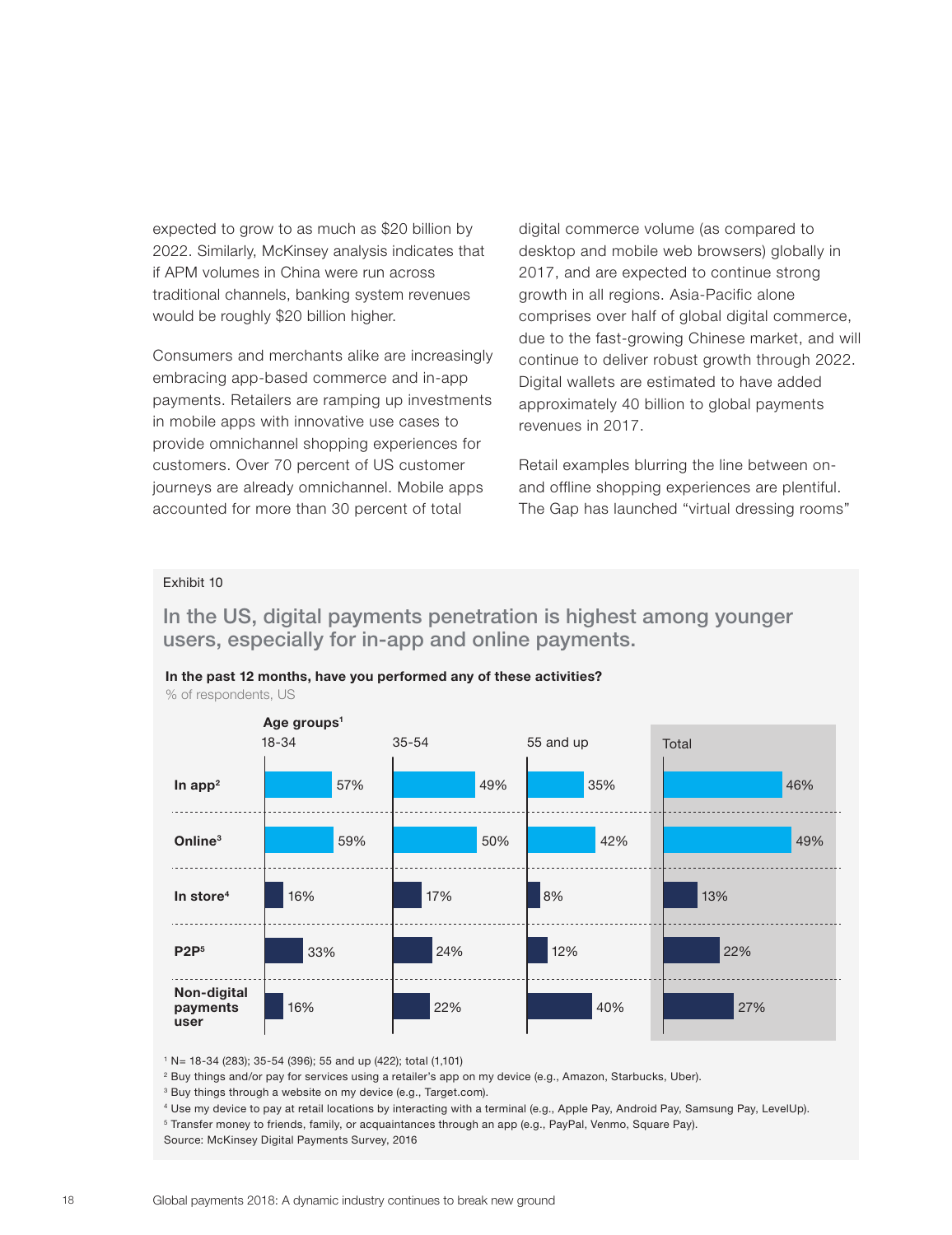expected to grow to as much as $20 billion by 2022. Similarly, McKinsey analysis indicates that if APM volumes in China were run across traditional channels, banking system revenues would be roughly $20 billion higher.

Consumers and merchants alike are increasingly embracing app-based commerce and in-app payments. Retailers are ramping up investments in mobile apps with innovative use cases to provide omnichannel shopping experiences for customers. Over 70 percent of US customer journeys are already omnichannel. Mobile apps accounted for more than 30 percent of total digital commerce volume (as compared to desktop and mobile web browsers) globally in 2017, and are expected to continue strong growth in all regions. Asia-Pacific alone comprises over half of global digital commerce, due to the fast-growing Chinese market, and will continue to deliver robust growth through 2022. Digital wallets are estimated to have added approximately 40 billion to global payments revenues in 2017.

Retail examples blurring the line between on- and offline shopping experiences are plentiful. The Gap has launched "virtual dressing rooms"

Exhibit 10

## In the US, digital payments penetration is highest among younger users, especially for in-app and online payments.

**In the past 12 months, have you performed any of these activities?**
% of respondents, US

| | Age groups[1] 18-34 | 35-54 | 55 and up | Total |
|---|---|---|---|---|
| **In app[2]** | 57% | 49% | 35% | 46% |
| **Online[3]** | 59% | 50% | 42% | 49% |
| **In store[4]** | 16% | 17% | 8% | 13% |
| **P2P[5]** | 33% | 24% | 12% | 22% |
| **Non-digital payments user** | 16% | 22% | 40% | 27% |

[1] N= 18-34 (283); 35-54 (396); 55 and up (422); total (1,101)
[2] Buy things and/or pay for services using a retailer's app on my device (e.g., Amazon, Starbucks, Uber).
[3] Buy things through a website on my device (e.g., Target.com).
[4] Use my device to pay at retail locations by interacting with a terminal (e.g., Apple Pay, Android Pay, Samsung Pay, LevelUp).
[5] Transfer money to friends, family, or acquaintances through an app (e.g., PayPal, Venmo, Square Pay).
Source: McKinsey Digital Payments Survey, 2016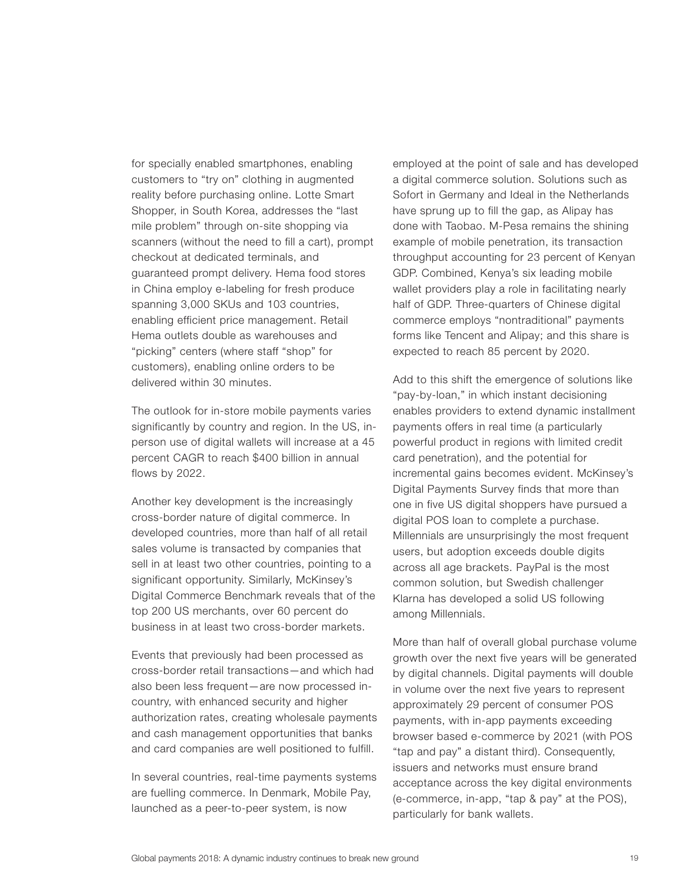for specially enabled smartphones, enabling customers to "try on" clothing in augmented reality before purchasing online. Lotte Smart Shopper, in South Korea, addresses the "last mile problem" through on-site shopping via scanners (without the need to fill a cart), prompt checkout at dedicated terminals, and guaranteed prompt delivery. Hema food stores in China employ e-labeling for fresh produce spanning 3,000 SKUs and 103 countries, enabling efficient price management. Retail Hema outlets double as warehouses and "picking" centers (where staff "shop" for customers), enabling online orders to be delivered within 30 minutes.

The outlook for in-store mobile payments varies significantly by country and region. In the US, in-person use of digital wallets will increase at a 45 percent CAGR to reach $400 billion in annual flows by 2022.

Another key development is the increasingly cross-border nature of digital commerce. In developed countries, more than half of all retail sales volume is transacted by companies that sell in at least two other countries, pointing to a significant opportunity. Similarly, McKinsey's Digital Commerce Benchmark reveals that of the top 200 US merchants, over 60 percent do business in at least two cross-border markets.

Events that previously had been processed as cross-border retail transactions—and which had also been less frequent—are now processed in-country, with enhanced security and higher authorization rates, creating wholesale payments and cash management opportunities that banks and card companies are well positioned to fulfill.

In several countries, real-time payments systems are fuelling commerce. In Denmark, Mobile Pay, launched as a peer-to-peer system, is now employed at the point of sale and has developed a digital commerce solution. Solutions such as Sofort in Germany and Ideal in the Netherlands have sprung up to fill the gap, as Alipay has done with Taobao. M-Pesa remains the shining example of mobile penetration, its transaction throughput accounting for 23 percent of Kenyan GDP. Combined, Kenya's six leading mobile wallet providers play a role in facilitating nearly half of GDP. Three-quarters of Chinese digital commerce employs "nontraditional" payments forms like Tencent and Alipay; and this share is expected to reach 85 percent by 2020.

Add to this shift the emergence of solutions like "pay-by-loan," in which instant decisioning enables providers to extend dynamic installment payments offers in real time (a particularly powerful product in regions with limited credit card penetration), and the potential for incremental gains becomes evident. McKinsey's Digital Payments Survey finds that more than one in five US digital shoppers have pursued a digital POS loan to complete a purchase. Millennials are unsurprisingly the most frequent users, but adoption exceeds double digits across all age brackets. PayPal is the most common solution, but Swedish challenger Klarna has developed a solid US following among Millennials.

More than half of overall global purchase volume growth over the next five years will be generated by digital channels. Digital payments will double in volume over the next five years to represent approximately 29 percent of consumer POS payments, with in-app payments exceeding browser based e-commerce by 2021 (with POS "tap and pay" a distant third). Consequently, issuers and networks must ensure brand acceptance across the key digital environments (e-commerce, in-app, "tap & pay" at the POS), particularly for bank wallets.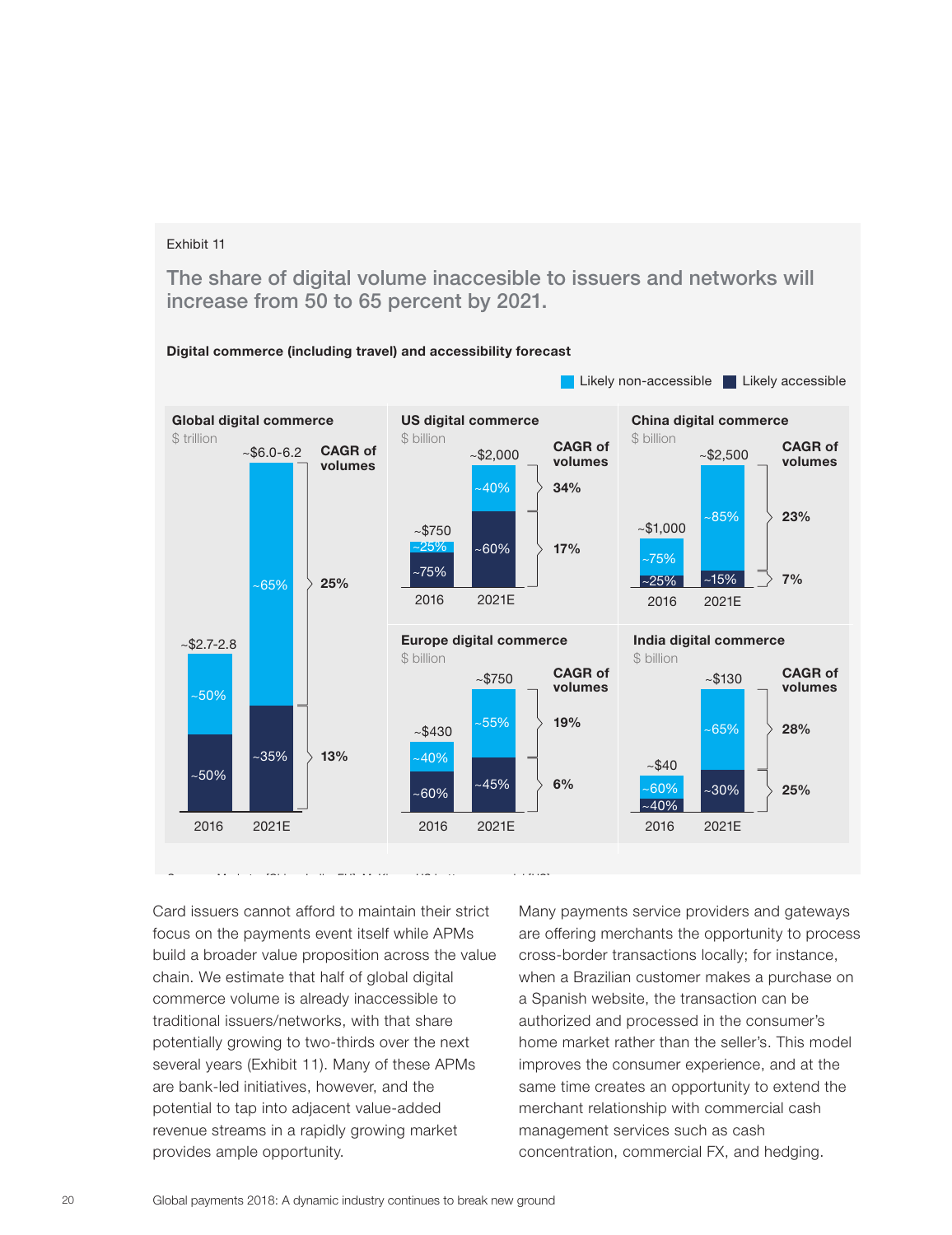Exhibit 11

## The share of digital volume inaccessible to issuers and networks will increase from 50 to 65 percent by 2021.

**Digital commerce (including travel) and accessibility forecast**

Likely non-accessible | Likely accessible

**Global digital commerce**, $ trillion

| | 2016 | 2021E | CAGR of volumes |
|---|---|---|---|
| Total | ~$2.7-2.8 | ~$6.0-6.2 | |
| Likely non-accessible | ~50% | ~65% | 25% |
| Likely accessible | ~50% | ~35% | 13% |

**US digital commerce**, $ billion

| | 2016 | 2021E | CAGR of volumes |
|---|---|---|---|
| Total | ~$750 | ~$2,000 | |
| Likely non-accessible | ~25% | ~40% | 34% |
| Likely accessible | ~75% | ~60% | 17% |

**China digital commerce**, $ billion

| | 2016 | 2021E | CAGR of volumes |
|---|---|---|---|
| Total | ~$1,000 | ~$2,500 | |
| Likely non-accessible | ~75% | ~85% | 23% |
| Likely accessible | ~25% | ~15% | 7% |

**Europe digital commerce**, $ billion

| | 2016 | 2021E | CAGR of volumes |
|---|---|---|---|
| Total | ~$430 | ~$750 | |
| Likely non-accessible | ~40% | ~55% | 19% |
| Likely accessible | ~60% | ~45% | 6% |

**India digital commerce**, $ billion

| | 2016 | 2021E | CAGR of volumes |
|---|---|---|---|
| Total | ~$40 | ~$130 | |
| Likely non-accessible | ~60% | ~65% | 28% |
| Likely accessible | ~40% | ~30% | 25% |

Card issuers cannot afford to maintain their strict focus on the payments event itself while APMs build a broader value proposition across the value chain. We estimate that half of global digital commerce volume is already inaccessible to traditional issuers/networks, with that share potentially growing to two-thirds over the next several years (Exhibit 11). Many of these APMs are bank-led initiatives, however, and the potential to tap into adjacent value-added revenue streams in a rapidly growing market provides ample opportunity.

Many payments service providers and gateways are offering merchants the opportunity to process cross-border transactions locally; for instance, when a Brazilian customer makes a purchase on a Spanish website, the transaction can be authorized and processed in the consumer's home market rather than the seller's. This model improves the consumer experience, and at the same time creates an opportunity to extend the merchant relationship with commercial cash management services such as cash concentration, commercial FX, and hedging.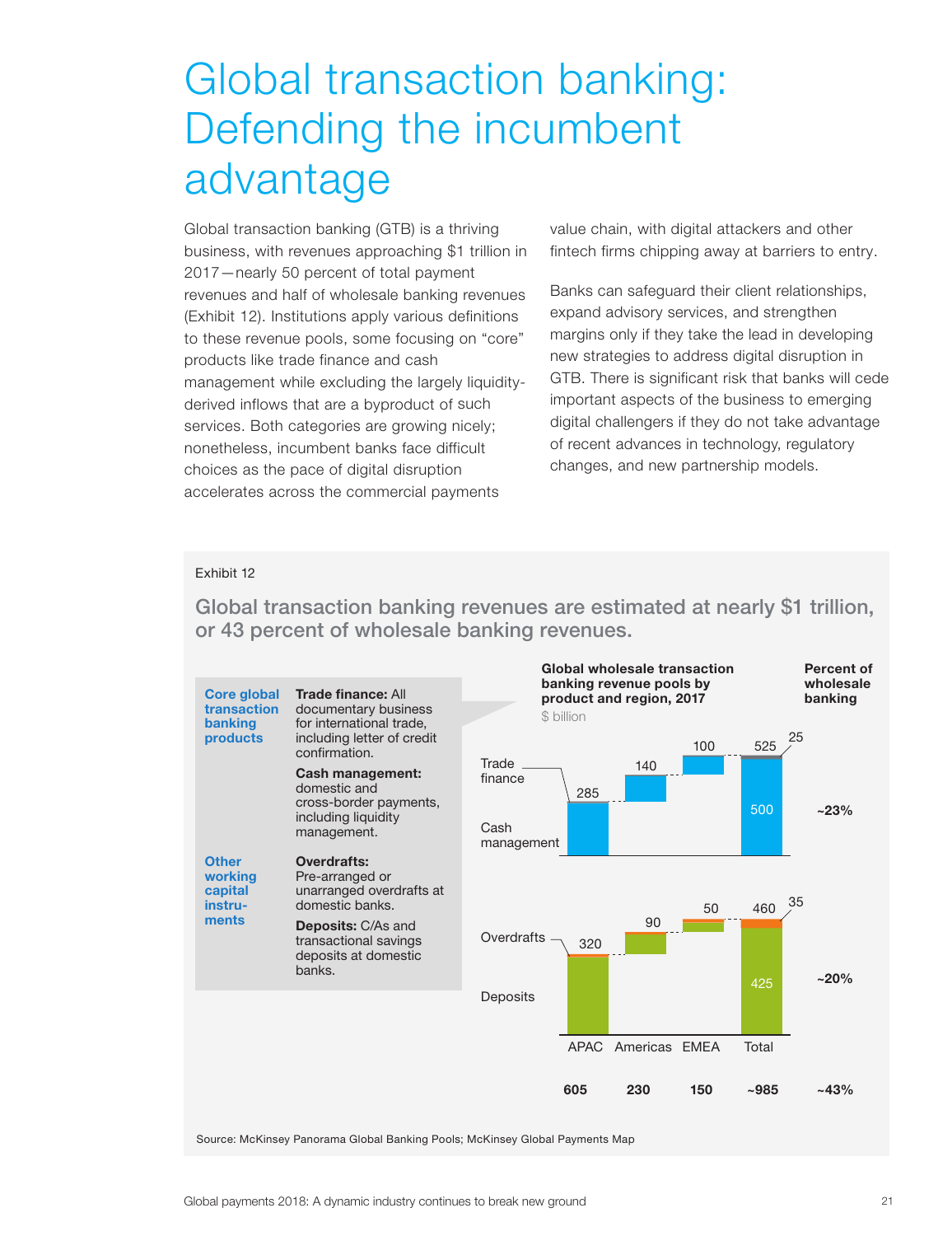# Global transaction banking: Defending the incumbent advantage

Global transaction banking (GTB) is a thriving business, with revenues approaching $1 trillion in 2017—nearly 50 percent of total payment revenues and half of wholesale banking revenues (Exhibit 12). Institutions apply various definitions to these revenue pools, some focusing on "core" products like trade finance and cash management while excluding the largely liquidity-derived inflows that are a byproduct of such services. Both categories are growing nicely; nonetheless, incumbent banks face difficult choices as the pace of digital disruption accelerates across the commercial payments value chain, with digital attackers and other fintech firms chipping away at barriers to entry.

Banks can safeguard their client relationships, expand advisory services, and strengthen margins only if they take the lead in developing new strategies to address digital disruption in GTB. There is significant risk that banks will cede important aspects of the business to emerging digital challengers if they do not take advantage of recent advances in technology, regulatory changes, and new partnership models.

Exhibit 12

**Global transaction banking revenues are estimated at nearly $1 trillion, or 43 percent of wholesale banking revenues.**

| | |
|---|---|
| **Core global transaction banking products** | **Trade finance:** All documentary business for international trade, including letter of credit confirmation. |
| | **Cash management:** domestic and cross-border payments, including liquidity management. |
| **Other working capital instruments** | **Overdrafts:** Pre-arranged or unarranged overdrafts at domestic banks. |
| | **Deposits:** C/As and transactional savings deposits at domestic banks. |

**Global wholesale transaction banking revenue pools by product and region, 2017**
$ billion

| | APAC | Americas | EMEA | Total | Percent of wholesale banking |
|---|---|---|---|---|---|
| Trade finance + Cash management | 285 | 140 | 100 | 525 (Trade finance 25; Cash management 500) | ~23% |
| Overdrafts + Deposits | 320 | 90 | 50 | 460 (Overdrafts 35; Deposits 425) | ~20% |
| **Total** | **605** | **230** | **150** | **~985** | **~43%** |

Source: McKinsey Panorama Global Banking Pools; McKinsey Global Payments Map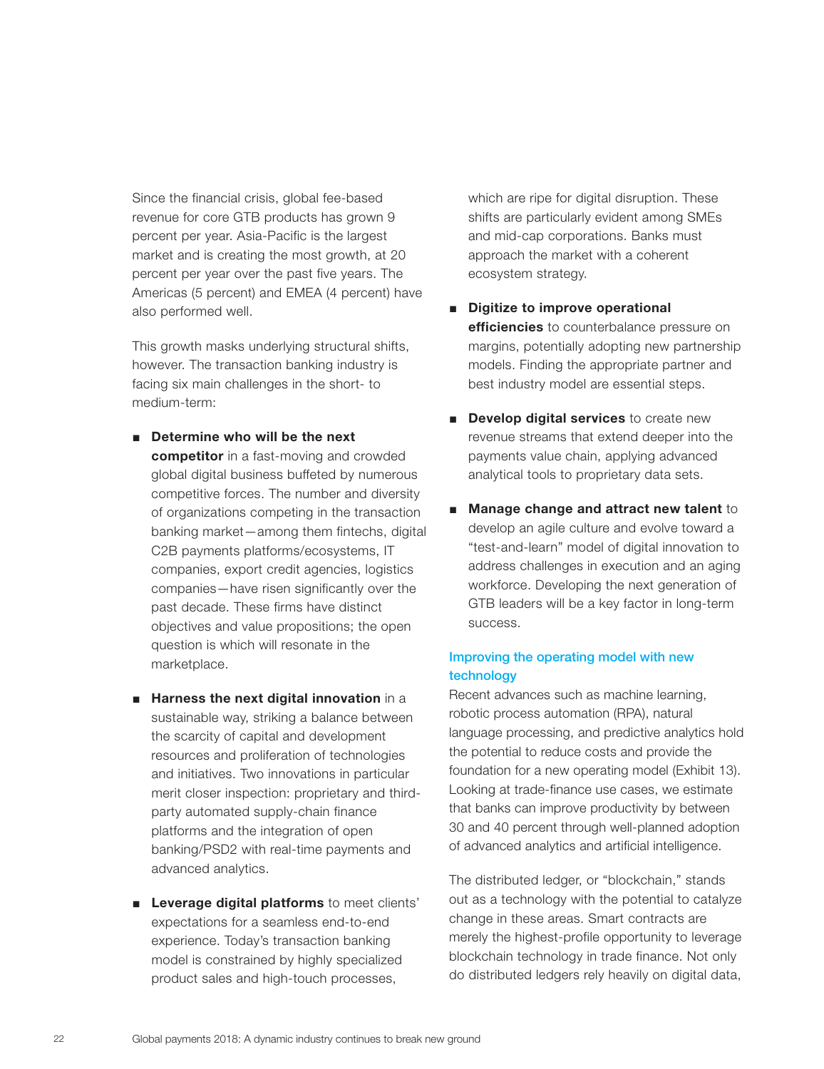Since the financial crisis, global fee-based revenue for core GTB products has grown 9 percent per year. Asia-Pacific is the largest market and is creating the most growth, at 20 percent per year over the past five years. The Americas (5 percent) and EMEA (4 percent) have also performed well.

This growth masks underlying structural shifts, however. The transaction banking industry is facing six main challenges in the short- to medium-term:

- **Determine who will be the next competitor** in a fast-moving and crowded global digital business buffeted by numerous competitive forces. The number and diversity of organizations competing in the transaction banking market—among them fintechs, digital C2B payments platforms/ecosystems, IT companies, export credit agencies, logistics companies—have risen significantly over the past decade. These firms have distinct objectives and value propositions; the open question is which will resonate in the marketplace.

- **Harness the next digital innovation** in a sustainable way, striking a balance between the scarcity of capital and development resources and proliferation of technologies and initiatives. Two innovations in particular merit closer inspection: proprietary and third-party automated supply-chain finance platforms and the integration of open banking/PSD2 with real-time payments and advanced analytics.

- **Leverage digital platforms** to meet clients' expectations for a seamless end-to-end experience. Today's transaction banking model is constrained by highly specialized product sales and high-touch processes, which are ripe for digital disruption. These shifts are particularly evident among SMEs and mid-cap corporations. Banks must approach the market with a coherent ecosystem strategy.

- **Digitize to improve operational efficiencies** to counterbalance pressure on margins, potentially adopting new partnership models. Finding the appropriate partner and best industry model are essential steps.

- **Develop digital services** to create new revenue streams that extend deeper into the payments value chain, applying advanced analytical tools to proprietary data sets.

- **Manage change and attract new talent** to develop an agile culture and evolve toward a "test-and-learn" model of digital innovation to address challenges in execution and an aging workforce. Developing the next generation of GTB leaders will be a key factor in long-term success.

### Improving the operating model with new technology

Recent advances such as machine learning, robotic process automation (RPA), natural language processing, and predictive analytics hold the potential to reduce costs and provide the foundation for a new operating model (Exhibit 13). Looking at trade-finance use cases, we estimate that banks can improve productivity by between 30 and 40 percent through well-planned adoption of advanced analytics and artificial intelligence.

The distributed ledger, or "blockchain," stands out as a technology with the potential to catalyze change in these areas. Smart contracts are merely the highest-profile opportunity to leverage blockchain technology in trade finance. Not only do distributed ledgers rely heavily on digital data,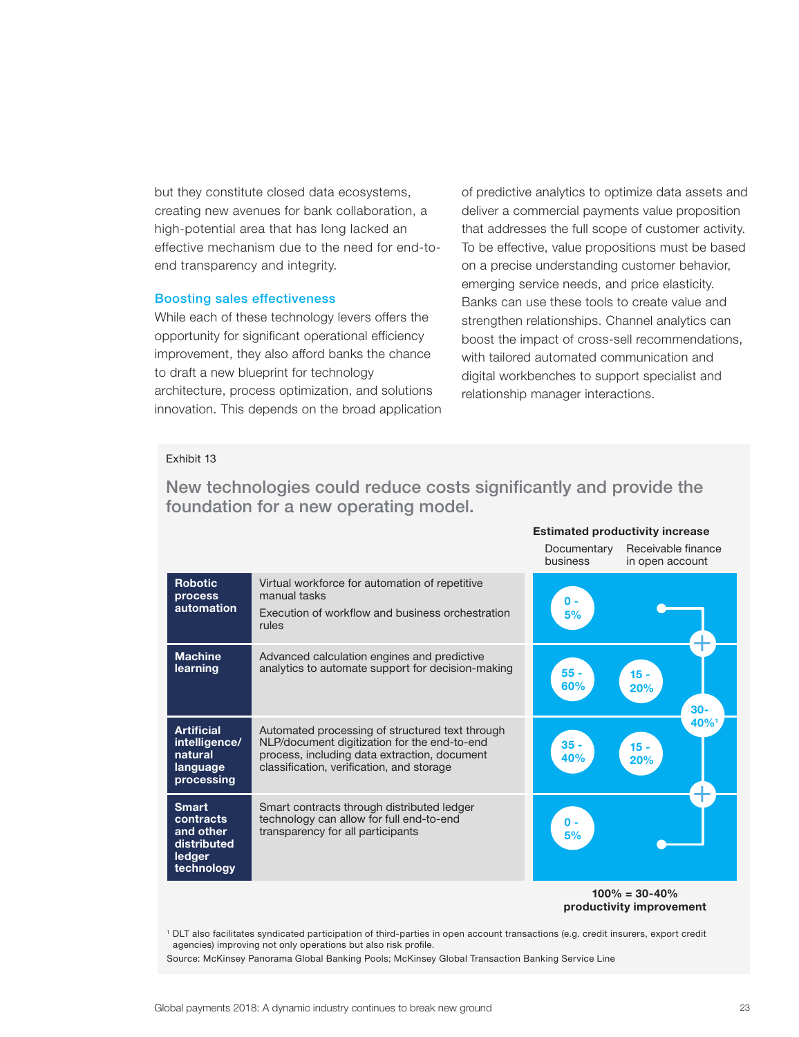but they constitute closed data ecosystems, creating new avenues for bank collaboration, a high-potential area that has long lacked an effective mechanism due to the need for end-to-end transparency and integrity.

### Boosting sales effectiveness

While each of these technology levers offers the opportunity for significant operational efficiency improvement, they also afford banks the chance to draft a new blueprint for technology architecture, process optimization, and solutions innovation. This depends on the broad application of predictive analytics to optimize data assets and deliver a commercial payments value proposition that addresses the full scope of customer activity. To be effective, value propositions must be based on a precise understanding customer behavior, emerging service needs, and price elasticity. Banks can use these tools to create value and strengthen relationships. Channel analytics can boost the impact of cross-sell recommendations, with tailored automated communication and digital workbenches to support specialist and relationship manager interactions.

Exhibit 13

## New technologies could reduce costs significantly and provide the foundation for a new operating model.

| Technology | Description | Estimated productivity increase: Documentary business | Estimated productivity increase: Receivable finance in open account |
|---|---|---|---|
| **Robotic process automation** | Virtual workforce for automation of repetitive manual tasks<br>Execution of workflow and business orchestration rules | 0 - 5% | 30-40%[1] (combined) |
| **Machine learning** | Advanced calculation engines and predictive analytics to automate support for decision-making | 55 - 60% | 15 - 20% |
| **Artificial intelligence/ natural language processing** | Automated processing of structured text through NLP/document digitization for the end-to-end process, including data extraction, document classification, verification, and storage | 35 - 40% | 15 - 20% |
| **Smart contracts and other distributed ledger technology** | Smart contracts through distributed ledger technology can allow for full end-to-end transparency for all participants | 0 - 5% | |

**100% = 30-40% productivity improvement**

[1] DLT also facilitates syndicated participation of third-parties in open account transactions (e.g. credit insurers, export credit agencies) improving not only operations but also risk profile.

Source: McKinsey Panorama Global Banking Pools; McKinsey Global Transaction Banking Service Line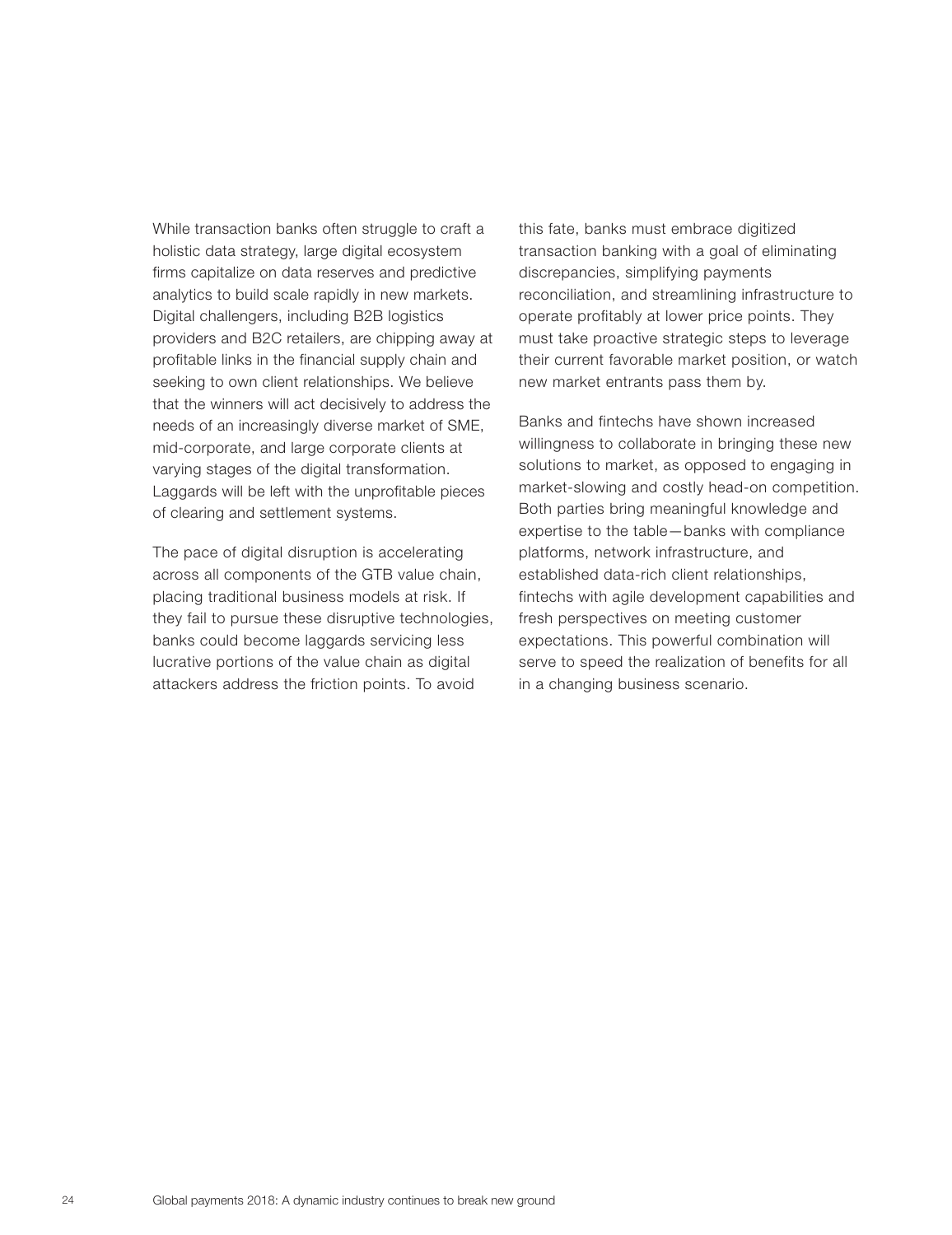While transaction banks often struggle to craft a holistic data strategy, large digital ecosystem firms capitalize on data reserves and predictive analytics to build scale rapidly in new markets. Digital challengers, including B2B logistics providers and B2C retailers, are chipping away at profitable links in the financial supply chain and seeking to own client relationships. We believe that the winners will act decisively to address the needs of an increasingly diverse market of SME, mid-corporate, and large corporate clients at varying stages of the digital transformation. Laggards will be left with the unprofitable pieces of clearing and settlement systems.

The pace of digital disruption is accelerating across all components of the GTB value chain, placing traditional business models at risk. If they fail to pursue these disruptive technologies, banks could become laggards servicing less lucrative portions of the value chain as digital attackers address the friction points. To avoid this fate, banks must embrace digitized transaction banking with a goal of eliminating discrepancies, simplifying payments reconciliation, and streamlining infrastructure to operate profitably at lower price points. They must take proactive strategic steps to leverage their current favorable market position, or watch new market entrants pass them by.

Banks and fintechs have shown increased willingness to collaborate in bringing these new solutions to market, as opposed to engaging in market-slowing and costly head-on competition. Both parties bring meaningful knowledge and expertise to the table—banks with compliance platforms, network infrastructure, and established data-rich client relationships, fintechs with agile development capabilities and fresh perspectives on meeting customer expectations. This powerful combination will serve to speed the realization of benefits for all in a changing business scenario.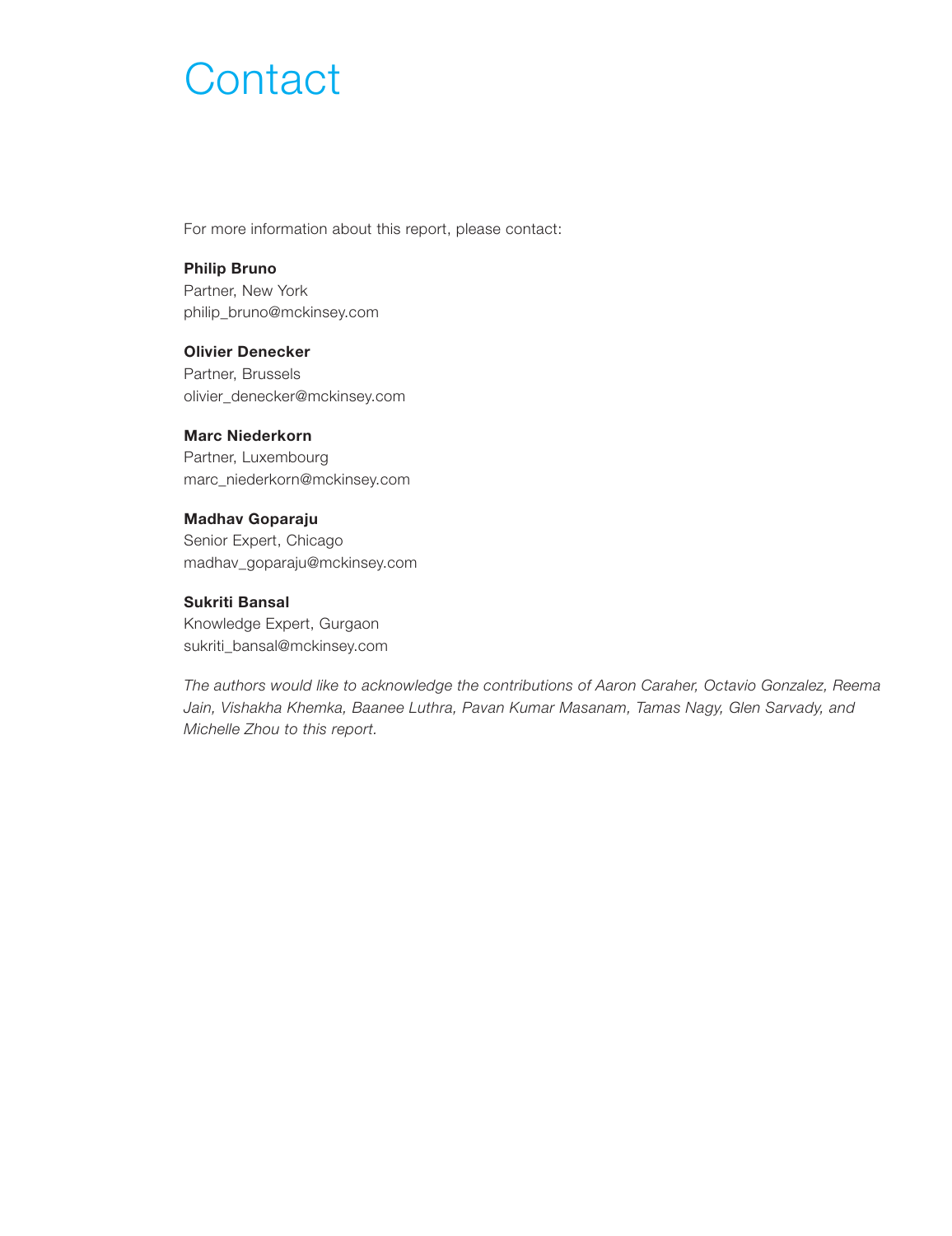# Contact

For more information about this report, please contact:

**Philip Bruno**
Partner, New York
philip_bruno@mckinsey.com

**Olivier Denecker**
Partner, Brussels
olivier_denecker@mckinsey.com

**Marc Niederkorn**
Partner, Luxembourg
marc_niederkorn@mckinsey.com

**Madhav Goparaju**
Senior Expert, Chicago
madhav_goparaju@mckinsey.com

**Sukriti Bansal**
Knowledge Expert, Gurgaon
sukriti_bansal@mckinsey.com

*The authors would like to acknowledge the contributions of Aaron Caraher, Octavio Gonzalez, Reema Jain, Vishakha Khemka, Baanee Luthra, Pavan Kumar Masanam, Tamas Nagy, Glen Sarvady, and Michelle Zhou to this report.*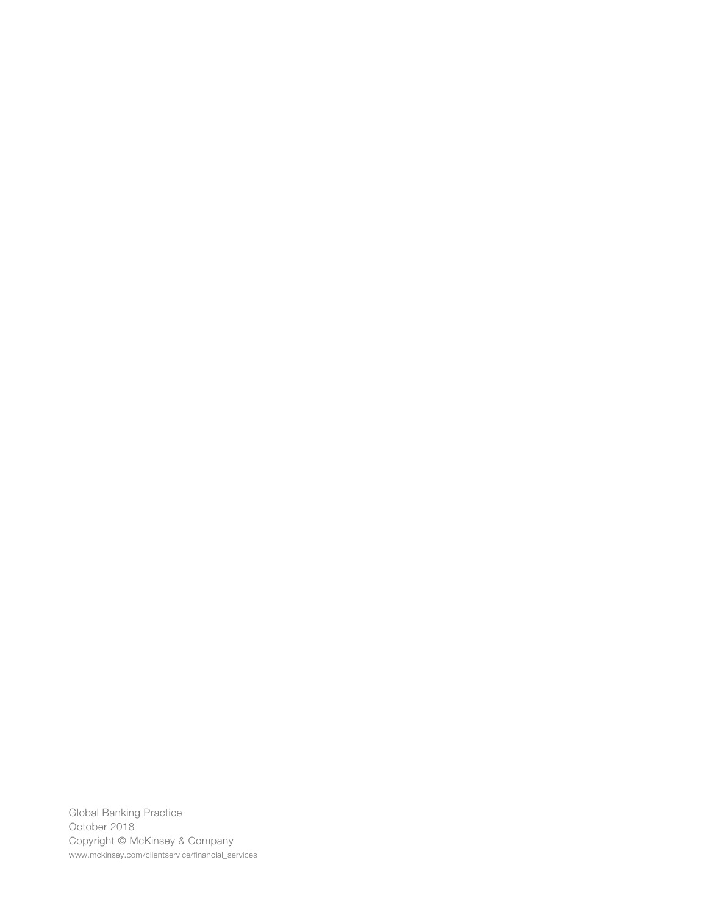Global Banking Practice
October 2018
Copyright © McKinsey & Company
www.mckinsey.com/clientservice/financial_services